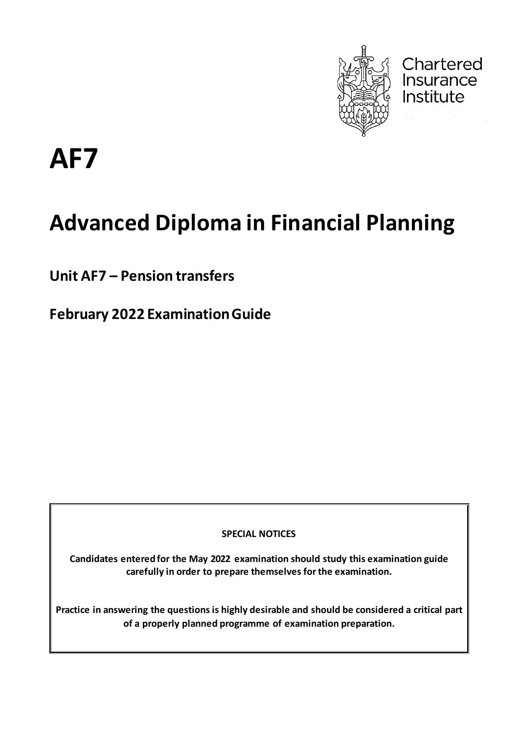Chartered Insurance Institute

# AF7

# Advanced Diploma in Financial Planning

## Unit AF7 – Pension transfers

## February 2022 Examination Guide

**SPECIAL NOTICES**

**Candidates entered for the May 2022 examination should study this examination guide carefully in order to prepare themselves for the examination.**

**Practice in answering the questions is highly desirable and should be considered a critical part of a properly planned programme of examination preparation.**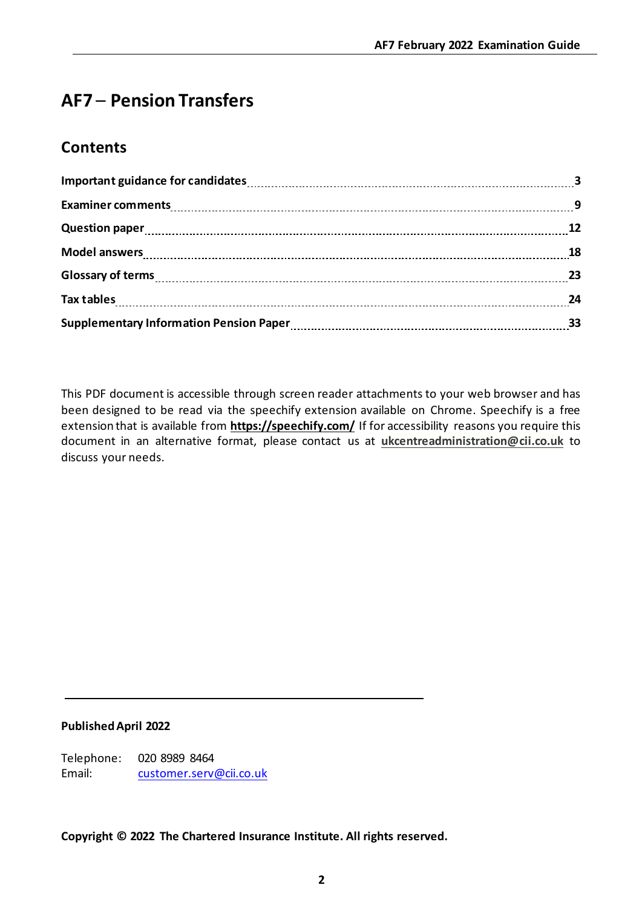# AF7 – Pension Transfers

## Contents

| | |
|---|---|
| **Important guidance for candidates** | **3** |
| **Examiner comments** | **9** |
| **Question paper** | **12** |
| **Model answers** | **18** |
| **Glossary of terms** | **23** |
| **Tax tables** | **24** |
| **Supplementary Information Pension Paper** | **33** |

This PDF document is accessible through screen reader attachments to your web browser and has been designed to be read via the speechify extension available on Chrome. Speechify is a free extension that is available from **https://speechify.com/** If for accessibility reasons you require this document in an alternative format, please contact us at **ukcentreadministration@cii.co.uk** to discuss your needs.

**Published April 2022**

Telephone: 020 8989 8464
Email: customer.serv@cii.co.uk

**Copyright © 2022 The Chartered Insurance Institute. All rights reserved.**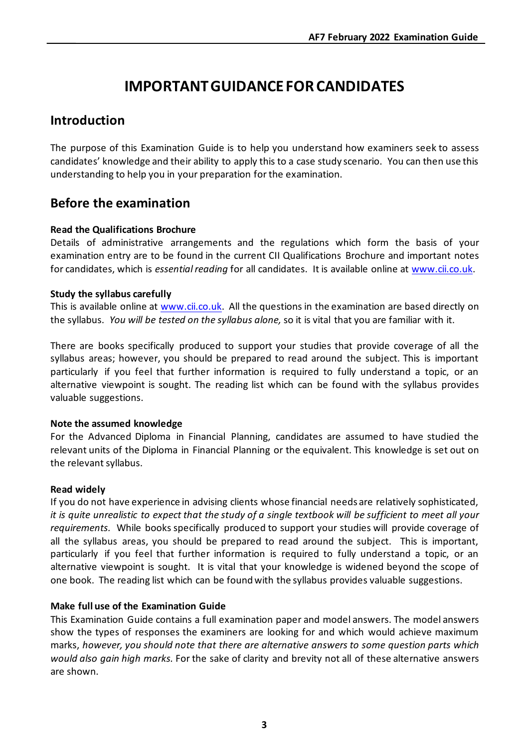# IMPORTANT GUIDANCE FOR CANDIDATES

## Introduction

The purpose of this Examination Guide is to help you understand how examiners seek to assess candidates' knowledge and their ability to apply this to a case study scenario. You can then use this understanding to help you in your preparation for the examination.

## Before the examination

**Read the Qualifications Brochure**
Details of administrative arrangements and the regulations which form the basis of your examination entry are to be found in the current CII Qualifications Brochure and important notes for candidates, which is *essential reading* for all candidates. It is available online at www.cii.co.uk.

**Study the syllabus carefully**
This is available online at www.cii.co.uk. All the questions in the examination are based directly on the syllabus. *You will be tested on the syllabus alone,* so it is vital that you are familiar with it.

There are books specifically produced to support your studies that provide coverage of all the syllabus areas; however, you should be prepared to read around the subject. This is important particularly if you feel that further information is required to fully understand a topic, or an alternative viewpoint is sought. The reading list which can be found with the syllabus provides valuable suggestions.

**Note the assumed knowledge**
For the Advanced Diploma in Financial Planning, candidates are assumed to have studied the relevant units of the Diploma in Financial Planning or the equivalent. This knowledge is set out on the relevant syllabus.

**Read widely**
If you do not have experience in advising clients whose financial needs are relatively sophisticated, *it is quite unrealistic to expect that the study of a single textbook will be sufficient to meet all your requirements.* While books specifically produced to support your studies will provide coverage of all the syllabus areas, you should be prepared to read around the subject. This is important, particularly if you feel that further information is required to fully understand a topic, or an alternative viewpoint is sought. It is vital that your knowledge is widened beyond the scope of one book. The reading list which can be found with the syllabus provides valuable suggestions.

**Make full use of the Examination Guide**
This Examination Guide contains a full examination paper and model answers. The model answers show the types of responses the examiners are looking for and which would achieve maximum marks, *however, you should note that there are alternative answers to some question parts which would also gain high marks.* For the sake of clarity and brevity not all of these alternative answers are shown.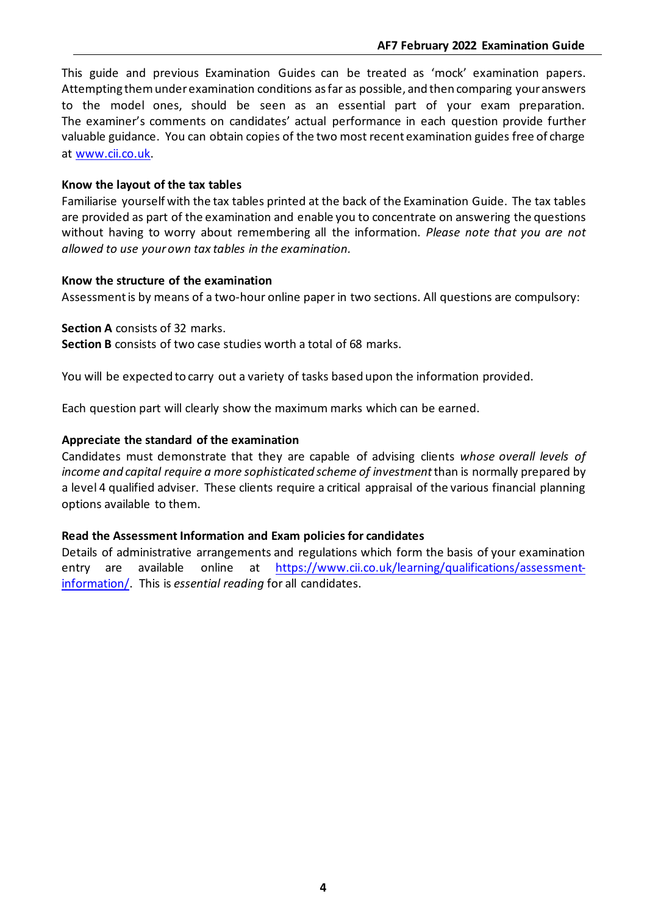This guide and previous Examination Guides can be treated as 'mock' examination papers. Attempting them under examination conditions as far as possible, and then comparing your answers to the model ones, should be seen as an essential part of your exam preparation. The examiner's comments on candidates' actual performance in each question provide further valuable guidance. You can obtain copies of the two most recent examination guides free of charge at [www.cii.co.uk](www.cii.co.uk).

**Know the layout of the tax tables**

Familiarise yourself with the tax tables printed at the back of the Examination Guide. The tax tables are provided as part of the examination and enable you to concentrate on answering the questions without having to worry about remembering all the information. *Please note that you are not allowed to use your own tax tables in the examination.*

**Know the structure of the examination**

Assessment is by means of a two-hour online paper in two sections. All questions are compulsory:

**Section A** consists of 32 marks.

**Section B** consists of two case studies worth a total of 68 marks.

You will be expected to carry out a variety of tasks based upon the information provided.

Each question part will clearly show the maximum marks which can be earned.

**Appreciate the standard of the examination**

Candidates must demonstrate that they are capable of advising clients *whose overall levels of income and capital require a more sophisticated scheme of investment* than is normally prepared by a level 4 qualified adviser. These clients require a critical appraisal of the various financial planning options available to them.

**Read the Assessment Information and Exam policies for candidates**

Details of administrative arrangements and regulations which form the basis of your examination entry are available online at [https://www.cii.co.uk/learning/qualifications/assessment-information/](https://www.cii.co.uk/learning/qualifications/assessment-information/). This is *essential reading* for all candidates.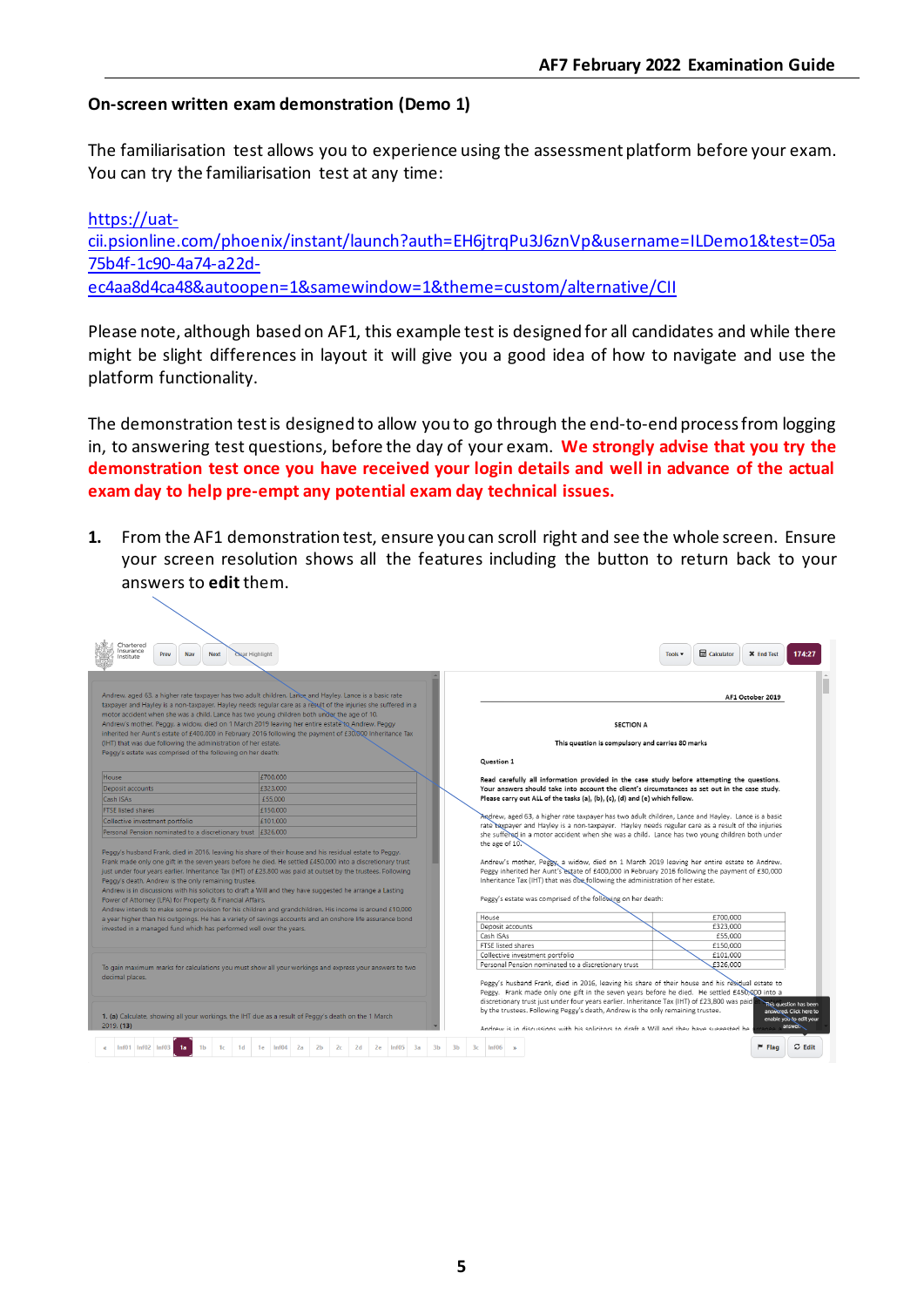**On-screen written exam demonstration (Demo 1)**

The familiarisation test allows you to experience using the assessment platform before your exam. You can try the familiarisation test at any time:

[https://uat-cii.psionline.com/phoenix/instant/launch?auth=EH6jtrqPu3J6znVp&username=ILDemo1&test=05a75b4f-1c90-4a74-a22d-ec4aa8d4ca48&autoopen=1&samewindow=1&theme=custom/alternative/CII](https://uat-cii.psionline.com/phoenix/instant/launch?auth=EH6jtrqPu3J6znVp&username=ILDemo1&test=05a75b4f-1c90-4a74-a22d-ec4aa8d4ca48&autoopen=1&samewindow=1&theme=custom/alternative/CII)

Please note, although based on AF1, this example test is designed for all candidates and while there might be slight differences in layout it will give you a good idea of how to navigate and use the platform functionality.

The demonstration test is designed to allow you to go through the end-to-end process from logging in, to answering test questions, before the day of your exam. **We strongly advise that you try the demonstration test once you have received your login details and well in advance of the actual exam day to help pre-empt any potential exam day technical issues.**

1. From the AF1 demonstration test, ensure you can scroll right and see the whole screen. Ensure your screen resolution shows all the features including the button to return back to your answers to **edit** them.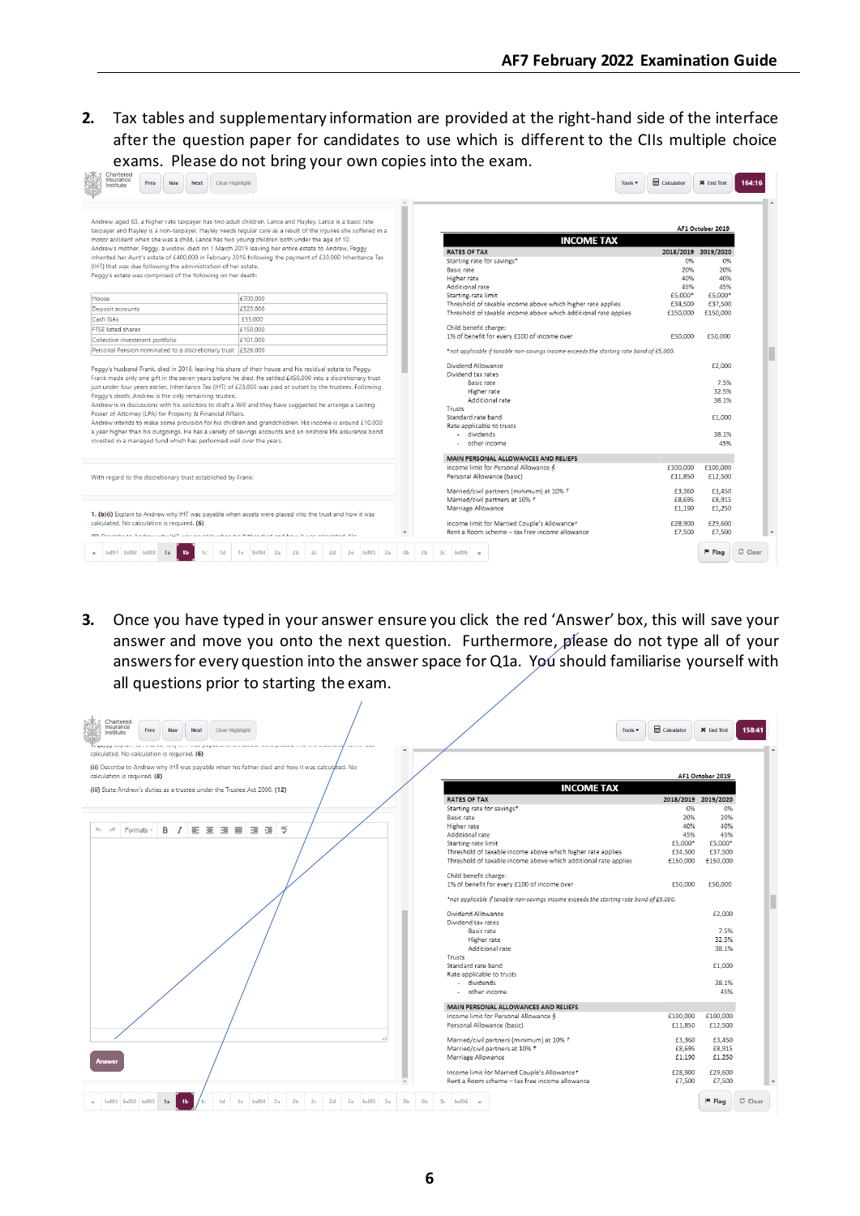2. Tax tables and supplementary information are provided at the right-hand side of the interface after the question paper for candidates to use which is different to the CIIs multiple choice exams. Please do not bring your own copies into the exam.

Andrew, aged 63, a higher rate taxpayer has two adult children, Lance and Hayley. Lance is a basic rate taxpayer and Hayley is a non-taxpayer. Hayley needs regular care as a result of the injuries she suffered in a motor accident when she was a child. Lance has two young children both under the age of 10.
Andrew's mother, Peggy, a widow, died on 1 March 2019 leaving her entire estate to Andrew. Peggy inherited her Aunt's estate of £400,000 in February 2016 following the payment of £30,000 Inheritance Tax (IHT) that was due following the administration of her estate.
Peggy's estate was comprised of the following on her death:

| | |
|---|---|
| House | £700,000 |
| Deposit accounts | £323,000 |
| Cash ISAs | £55,000 |
| FTSE listed shares | £150,000 |
| Collective investment portfolio | £101,000 |
| Personal Pension nominated to a discretionary trust | £326,000 |

Peggy's husband Frank, died in 2016, leaving his share of their house and his residual estate to Peggy. Frank made only one gift in the seven years before he died. He settled £450,000 into a discretionary trust just under four years earlier. Inheritance Tax (IHT) of £23,800 was paid at outset by the trustees. Following Peggy's death, Andrew is the only remaining trustee.
Andrew is in discussions with his solicitors to draft a Will and they have suggested he arrange a Lasting Power of Attorney (LPA) for Property & Financial Affairs.
Andrew intends to make some provision for his children and grandchildren. His income is around £10,000 a year higher than his outgoings. He has a variety of savings accounts and an onshore life assurance bond invested in a managed fund which has performed well over the years.

With regard to the discretionary trust established by Frank:

1. (b)(i) Explain to Andrew why IHT was payable when assets were placed into the trust and how it was calculated. No calculation is required. (6)

AF1 October 2019

**INCOME TAX**

| RATES OF TAX | 2018/2019 | 2019/2020 |
|---|---|---|
| Starting rate for savings* | 0% | 0% |
| Basic rate | 20% | 20% |
| Higher rate | 40% | 40% |
| Additional rate | 45% | 45% |
| Starting-rate limit | £5,000* | £5,000* |
| Threshold of taxable income above which higher rate applies | £34,500 | £37,500 |
| Threshold of taxable income above which additional rate applies | £150,000 | £150,000 |
| Child benefit charge: | | |
| 1% of benefit for every £100 of income over | £50,000 | £50,000 |

*not applicable if taxable non-savings income exceeds the starting rate band of £5,000.

| | | |
|---|---|---|
| Dividend Allowance | | £2,000 |
| Dividend tax rates | | |
| Basic rate | | 7.5% |
| Higher rate | | 32.5% |
| Additional rate | | 38.1% |
| Trusts | | |
| Standard rate band | | £1,000 |
| Rate applicable to trusts | | |
| - dividends | | 38.1% |
| - other income | | 45% |

| MAIN PERSONAL ALLOWANCES AND RELIEFS | | |
|---|---|---|
| Income limit for Personal Allowance § | £100,000 | £100,000 |
| Personal Allowance (basic) | £11,850 | £12,500 |
| Married/civil partners (minimum) at 10% † | £3,360 | £3,450 |
| Married/civil partners at 10% † | £8,695 | £8,915 |
| Marriage Allowance | £1,190 | £1,250 |
| Income limit for Married Couple's Allowance† | £28,900 | £29,600 |
| Rent a Room scheme – tax free income allowance | £7,500 | £7,500 |

3. Once you have typed in your answer ensure you click the red 'Answer' box, this will save your answer and move you onto the next question. Furthermore, please do not type all of your answers for every question into the answer space for Q1a. You should familiarise yourself with all questions prior to starting the exam.

calculated. No calculation is required. (6)

(ii) Describe to Andrew why IHT was payable when his father died and how it was calculated. No calculation is required. (8)

(iii) State Andrew's duties as a trustee under the Trustee Act 2000. (12)

Answer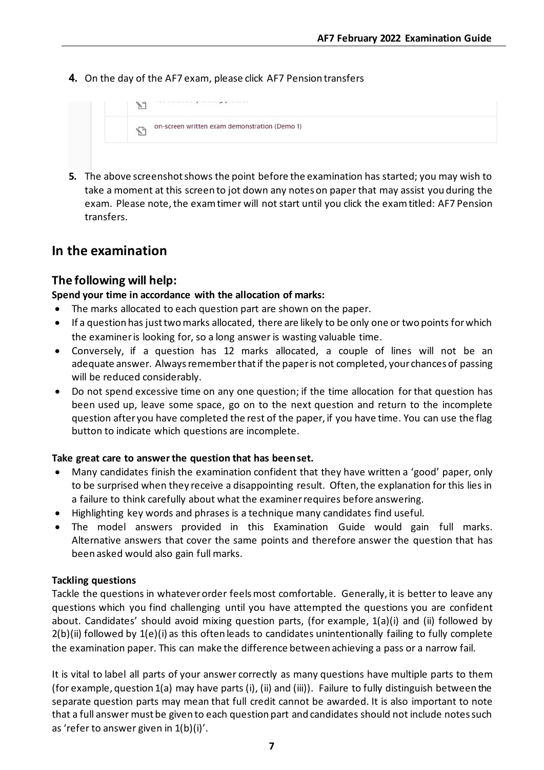**4.** On the day of the AF7 exam, please click AF7 Pension transfers

on-screen written exam demonstration (Demo 1)

**5.** The above screenshot shows the point before the examination has started; you may wish to take a moment at this screen to jot down any notes on paper that may assist you during the exam. Please note, the exam timer will not start until you click the exam titled: AF7 Pension transfers.

## In the examination

### The following will help:

**Spend your time in accordance with the allocation of marks:**

- The marks allocated to each question part are shown on the paper.
- If a question has just two marks allocated, there are likely to be only one or two points for which the examiner is looking for, so a long answer is wasting valuable time.
- Conversely, if a question has 12 marks allocated, a couple of lines will not be an adequate answer. Always remember that if the paper is not completed, your chances of passing will be reduced considerably.
- Do not spend excessive time on any one question; if the time allocation for that question has been used up, leave some space, go on to the next question and return to the incomplete question after you have completed the rest of the paper, if you have time. You can use the flag button to indicate which questions are incomplete.

**Take great care to answer the question that has been set.**

- Many candidates finish the examination confident that they have written a 'good' paper, only to be surprised when they receive a disappointing result. Often, the explanation for this lies in a failure to think carefully about what the examiner requires before answering.
- Highlighting key words and phrases is a technique many candidates find useful.
- The model answers provided in this Examination Guide would gain full marks. Alternative answers that cover the same points and therefore answer the question that has been asked would also gain full marks.

**Tackling questions**

Tackle the questions in whatever order feels most comfortable. Generally, it is better to leave any questions which you find challenging until you have attempted the questions you are confident about. Candidates' should avoid mixing question parts, (for example, 1(a)(i) and (ii) followed by 2(b)(ii) followed by 1(e)(i) as this often leads to candidates unintentionally failing to fully complete the examination paper. This can make the difference between achieving a pass or a narrow fail.

It is vital to label all parts of your answer correctly as many questions have multiple parts to them (for example, question 1(a) may have parts (i), (ii) and (iii)). Failure to fully distinguish between the separate question parts may mean that full credit cannot be awarded. It is also important to note that a full answer must be given to each question part and candidates should not include notes such as 'refer to answer given in 1(b)(i)'.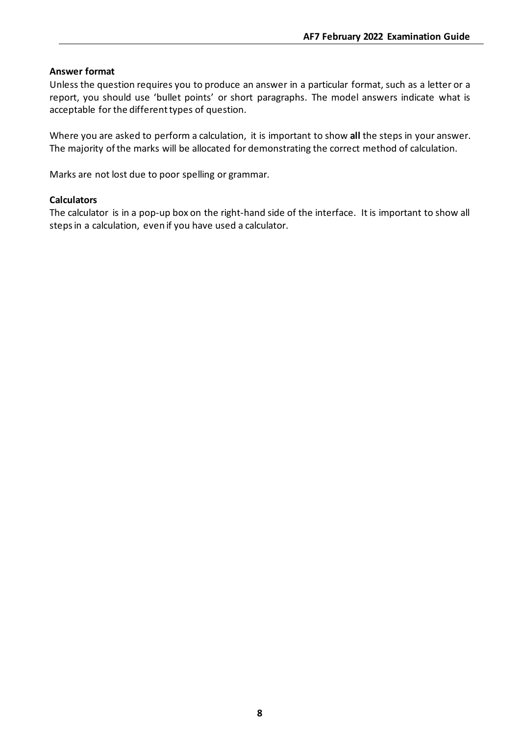**Answer format**

Unless the question requires you to produce an answer in a particular format, such as a letter or a report, you should use 'bullet points' or short paragraphs. The model answers indicate what is acceptable for the different types of question.

Where you are asked to perform a calculation, it is important to show **all** the steps in your answer. The majority of the marks will be allocated for demonstrating the correct method of calculation.

Marks are not lost due to poor spelling or grammar.

**Calculators**

The calculator is in a pop-up box on the right-hand side of the interface. It is important to show all steps in a calculation, even if you have used a calculator.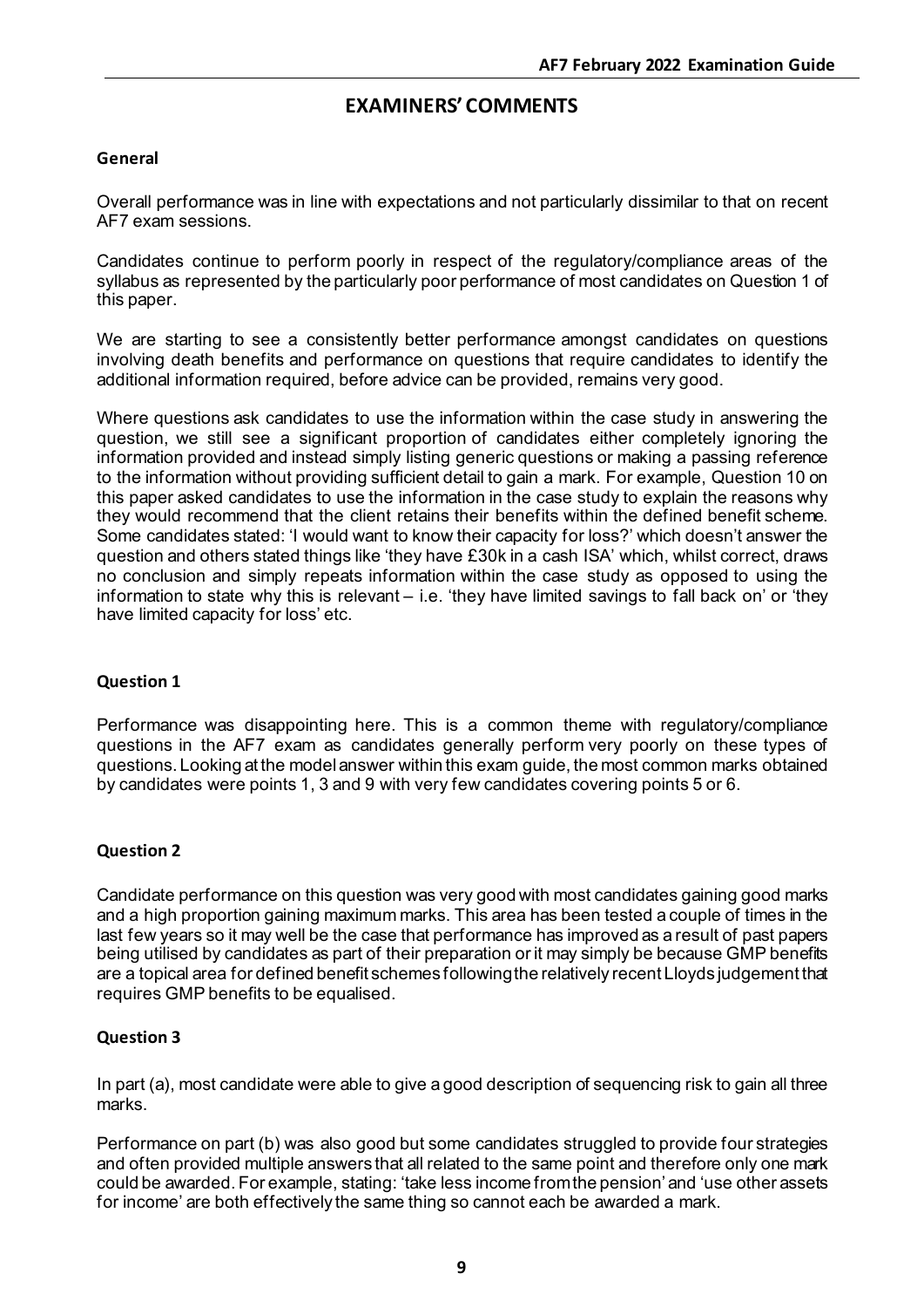# EXAMINERS' COMMENTS

### General

Overall performance was in line with expectations and not particularly dissimilar to that on recent AF7 exam sessions.

Candidates continue to perform poorly in respect of the regulatory/compliance areas of the syllabus as represented by the particularly poor performance of most candidates on Question 1 of this paper.

We are starting to see a consistently better performance amongst candidates on questions involving death benefits and performance on questions that require candidates to identify the additional information required, before advice can be provided, remains very good.

Where questions ask candidates to use the information within the case study in answering the question, we still see a significant proportion of candidates either completely ignoring the information provided and instead simply listing generic questions or making a passing reference to the information without providing sufficient detail to gain a mark. For example, Question 10 on this paper asked candidates to use the information in the case study to explain the reasons why they would recommend that the client retains their benefits within the defined benefit scheme. Some candidates stated: 'I would want to know their capacity for loss?' which doesn't answer the question and others stated things like 'they have £30k in a cash ISA' which, whilst correct, draws no conclusion and simply repeats information within the case study as opposed to using the information to state why this is relevant – i.e. 'they have limited savings to fall back on' or 'they have limited capacity for loss' etc.

### Question 1

Performance was disappointing here. This is a common theme with regulatory/compliance questions in the AF7 exam as candidates generally perform very poorly on these types of questions. Looking at the model answer within this exam guide, the most common marks obtained by candidates were points 1, 3 and 9 with very few candidates covering points 5 or 6.

### Question 2

Candidate performance on this question was very good with most candidates gaining good marks and a high proportion gaining maximum marks. This area has been tested a couple of times in the last few years so it may well be the case that performance has improved as a result of past papers being utilised by candidates as part of their preparation or it may simply be because GMP benefits are a topical area for defined benefit schemes following the relatively recent Lloyds judgement that requires GMP benefits to be equalised.

### Question 3

In part (a), most candidate were able to give a good description of sequencing risk to gain all three marks.

Performance on part (b) was also good but some candidates struggled to provide four strategies and often provided multiple answers that all related to the same point and therefore only one mark could be awarded. For example, stating: 'take less income from the pension' and 'use other assets for income' are both effectively the same thing so cannot each be awarded a mark.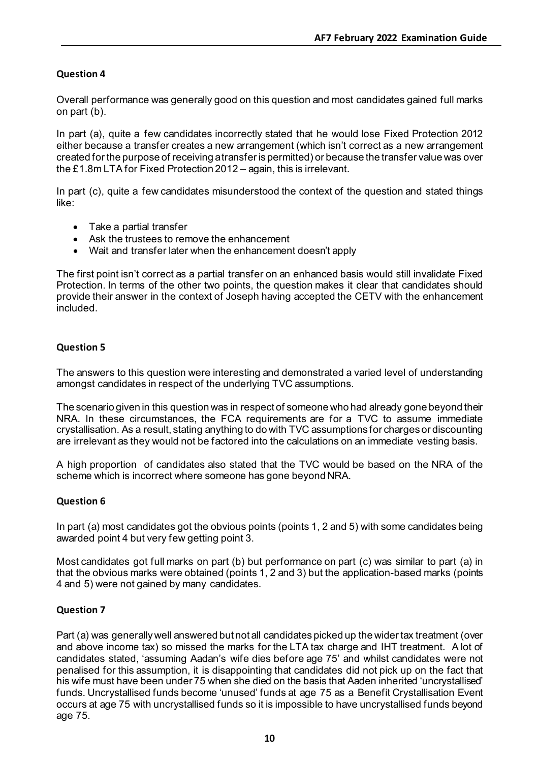### Question 4

Overall performance was generally good on this question and most candidates gained full marks on part (b).

In part (a), quite a few candidates incorrectly stated that he would lose Fixed Protection 2012 either because a transfer creates a new arrangement (which isn't correct as a new arrangement created for the purpose of receiving a transfer is permitted) or because the transfer value was over the £1.8m LTA for Fixed Protection 2012 – again, this is irrelevant.

In part (c), quite a few candidates misunderstood the context of the question and stated things like:

- Take a partial transfer
- Ask the trustees to remove the enhancement
- Wait and transfer later when the enhancement doesn't apply

The first point isn't correct as a partial transfer on an enhanced basis would still invalidate Fixed Protection. In terms of the other two points, the question makes it clear that candidates should provide their answer in the context of Joseph having accepted the CETV with the enhancement included.

### Question 5

The answers to this question were interesting and demonstrated a varied level of understanding amongst candidates in respect of the underlying TVC assumptions.

The scenario given in this question was in respect of someone who had already gone beyond their NRA. In these circumstances, the FCA requirements are for a TVC to assume immediate crystallisation. As a result, stating anything to do with TVC assumptions for charges or discounting are irrelevant as they would not be factored into the calculations on an immediate vesting basis.

A high proportion of candidates also stated that the TVC would be based on the NRA of the scheme which is incorrect where someone has gone beyond NRA.

### Question 6

In part (a) most candidates got the obvious points (points 1, 2 and 5) with some candidates being awarded point 4 but very few getting point 3.

Most candidates got full marks on part (b) but performance on part (c) was similar to part (a) in that the obvious marks were obtained (points 1, 2 and 3) but the application-based marks (points 4 and 5) were not gained by many candidates.

### Question 7

Part (a) was generally well answered but not all candidates picked up the wider tax treatment (over and above income tax) so missed the marks for the LTA tax charge and IHT treatment. A lot of candidates stated, 'assuming Aadan's wife dies before age 75' and whilst candidates were not penalised for this assumption, it is disappointing that candidates did not pick up on the fact that his wife must have been under 75 when she died on the basis that Aaden inherited 'uncrystallised' funds. Uncrystallised funds become 'unused' funds at age 75 as a Benefit Crystallisation Event occurs at age 75 with uncrystallised funds so it is impossible to have uncrystallised funds beyond age 75.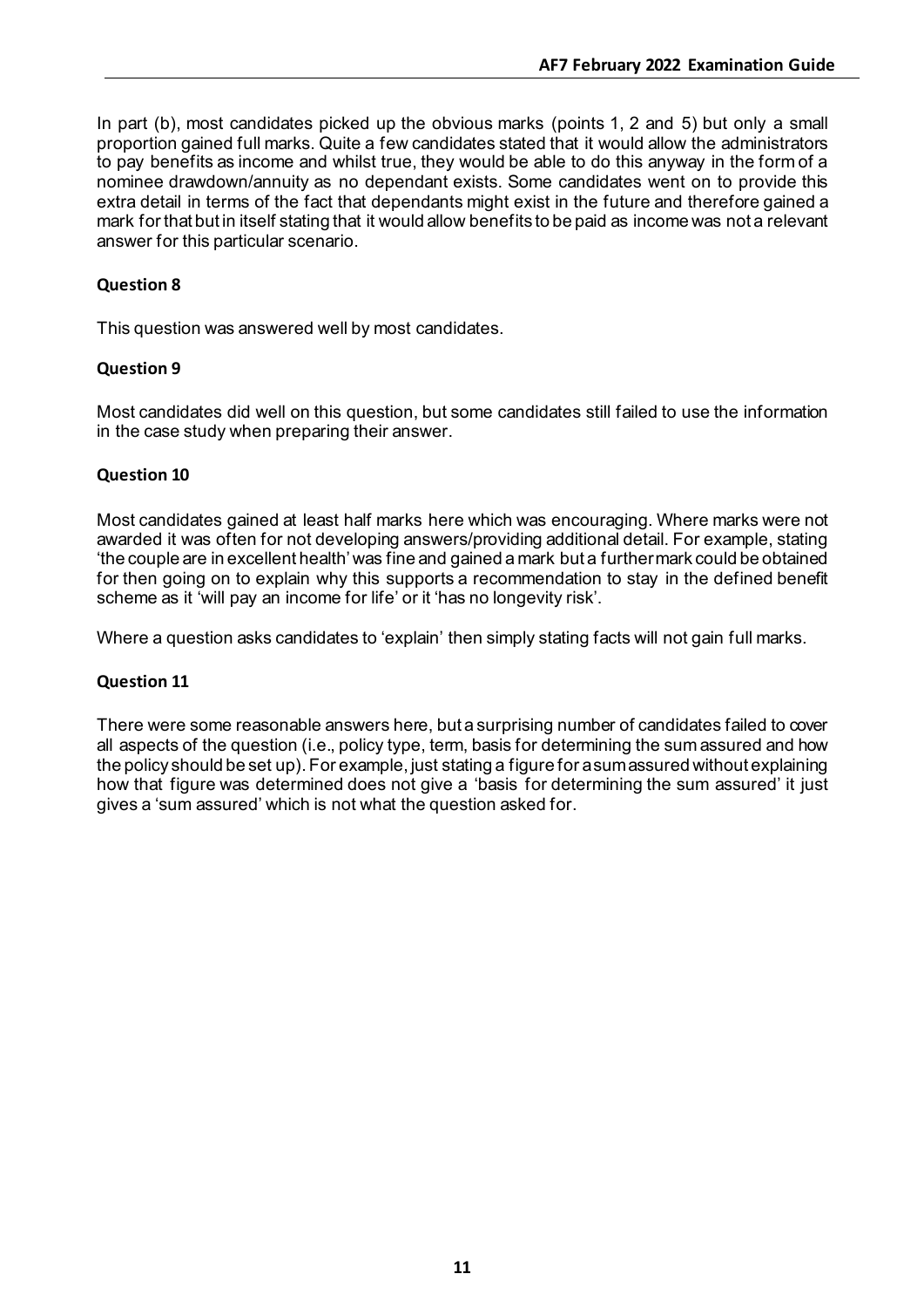In part (b), most candidates picked up the obvious marks (points 1, 2 and 5) but only a small proportion gained full marks. Quite a few candidates stated that it would allow the administrators to pay benefits as income and whilst true, they would be able to do this anyway in the form of a nominee drawdown/annuity as no dependant exists. Some candidates went on to provide this extra detail in terms of the fact that dependants might exist in the future and therefore gained a mark for that but in itself stating that it would allow benefits to be paid as income was not a relevant answer for this particular scenario.

**Question 8**

This question was answered well by most candidates.

**Question 9**

Most candidates did well on this question, but some candidates still failed to use the information in the case study when preparing their answer.

**Question 10**

Most candidates gained at least half marks here which was encouraging. Where marks were not awarded it was often for not developing answers/providing additional detail. For example, stating 'the couple are in excellent health' was fine and gained a mark but a further mark could be obtained for then going on to explain why this supports a recommendation to stay in the defined benefit scheme as it 'will pay an income for life' or it 'has no longevity risk'.

Where a question asks candidates to 'explain' then simply stating facts will not gain full marks.

**Question 11**

There were some reasonable answers here, but a surprising number of candidates failed to cover all aspects of the question (i.e., policy type, term, basis for determining the sum assured and how the policy should be set up). For example, just stating a figure for a sum assured without explaining how that figure was determined does not give a 'basis for determining the sum assured' it just gives a 'sum assured' which is not what the question asked for.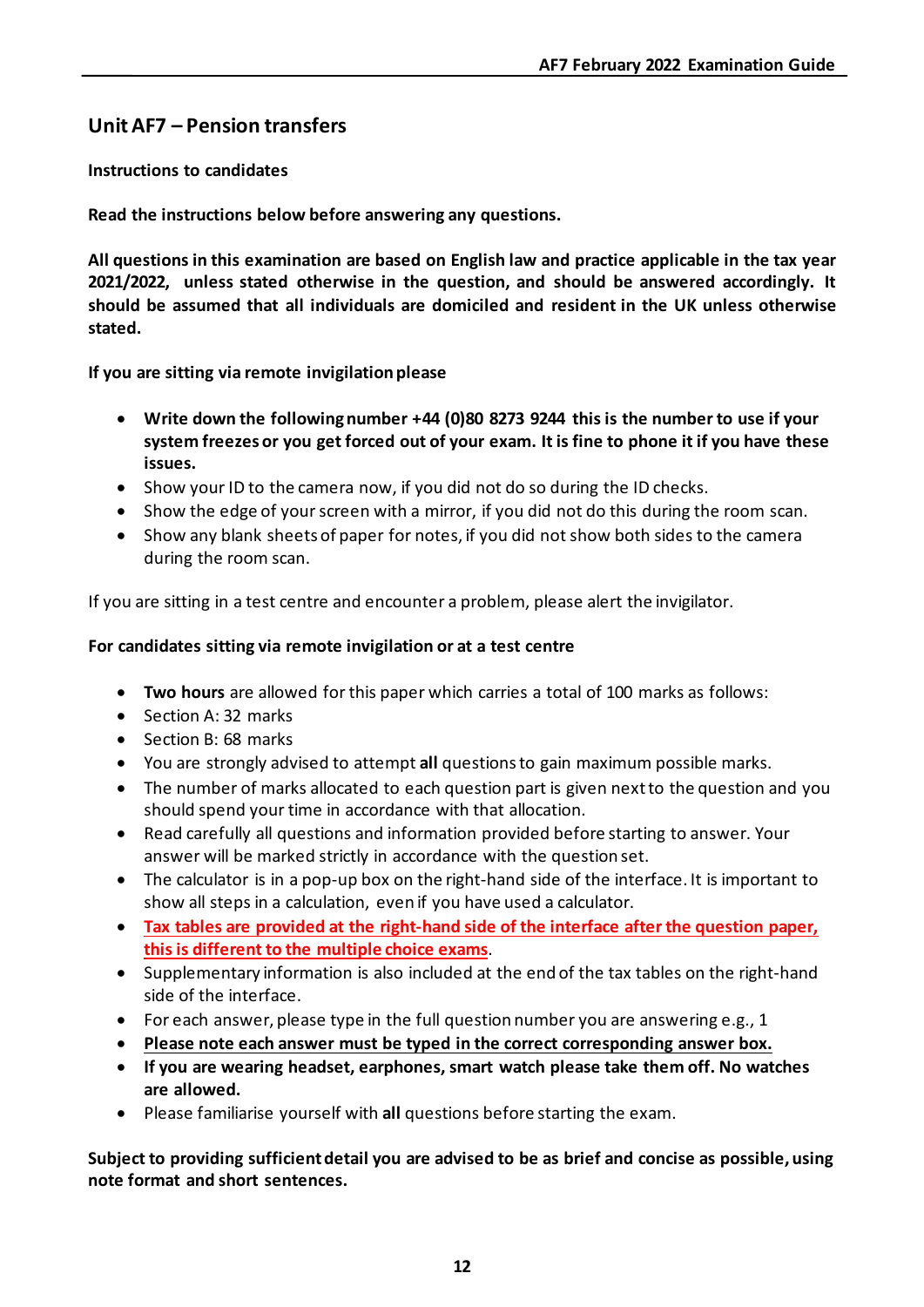## Unit AF7 – Pension transfers

**Instructions to candidates**

**Read the instructions below before answering any questions.**

**All questions in this examination are based on English law and practice applicable in the tax year 2021/2022, unless stated otherwise in the question, and should be answered accordingly. It should be assumed that all individuals are domiciled and resident in the UK unless otherwise stated.**

**If you are sitting via remote invigilation please**

- **Write down the following number +44 (0)80 8273 9244 this is the number to use if your system freezes or you get forced out of your exam. It is fine to phone it if you have these issues.**
- Show your ID to the camera now, if you did not do so during the ID checks.
- Show the edge of your screen with a mirror, if you did not do this during the room scan.
- Show any blank sheets of paper for notes, if you did not show both sides to the camera during the room scan.

If you are sitting in a test centre and encounter a problem, please alert the invigilator.

**For candidates sitting via remote invigilation or at a test centre**

- **Two hours** are allowed for this paper which carries a total of 100 marks as follows:
- Section A: 32 marks
- Section B: 68 marks
- You are strongly advised to attempt **all** questions to gain maximum possible marks.
- The number of marks allocated to each question part is given next to the question and you should spend your time in accordance with that allocation.
- Read carefully all questions and information provided before starting to answer. Your answer will be marked strictly in accordance with the question set.
- The calculator is in a pop-up box on the right-hand side of the interface. It is important to show all steps in a calculation, even if you have used a calculator.
- **Tax tables are provided at the right-hand side of the interface after the question paper, this is different to the multiple choice exams**.
- Supplementary information is also included at the end of the tax tables on the right-hand side of the interface.
- For each answer, please type in the full question number you are answering e.g., 1
- **Please note each answer must be typed in the correct corresponding answer box.**
- **If you are wearing headset, earphones, smart watch please take them off. No watches are allowed.**
- Please familiarise yourself with **all** questions before starting the exam.

**Subject to providing sufficient detail you are advised to be as brief and concise as possible, using note format and short sentences.**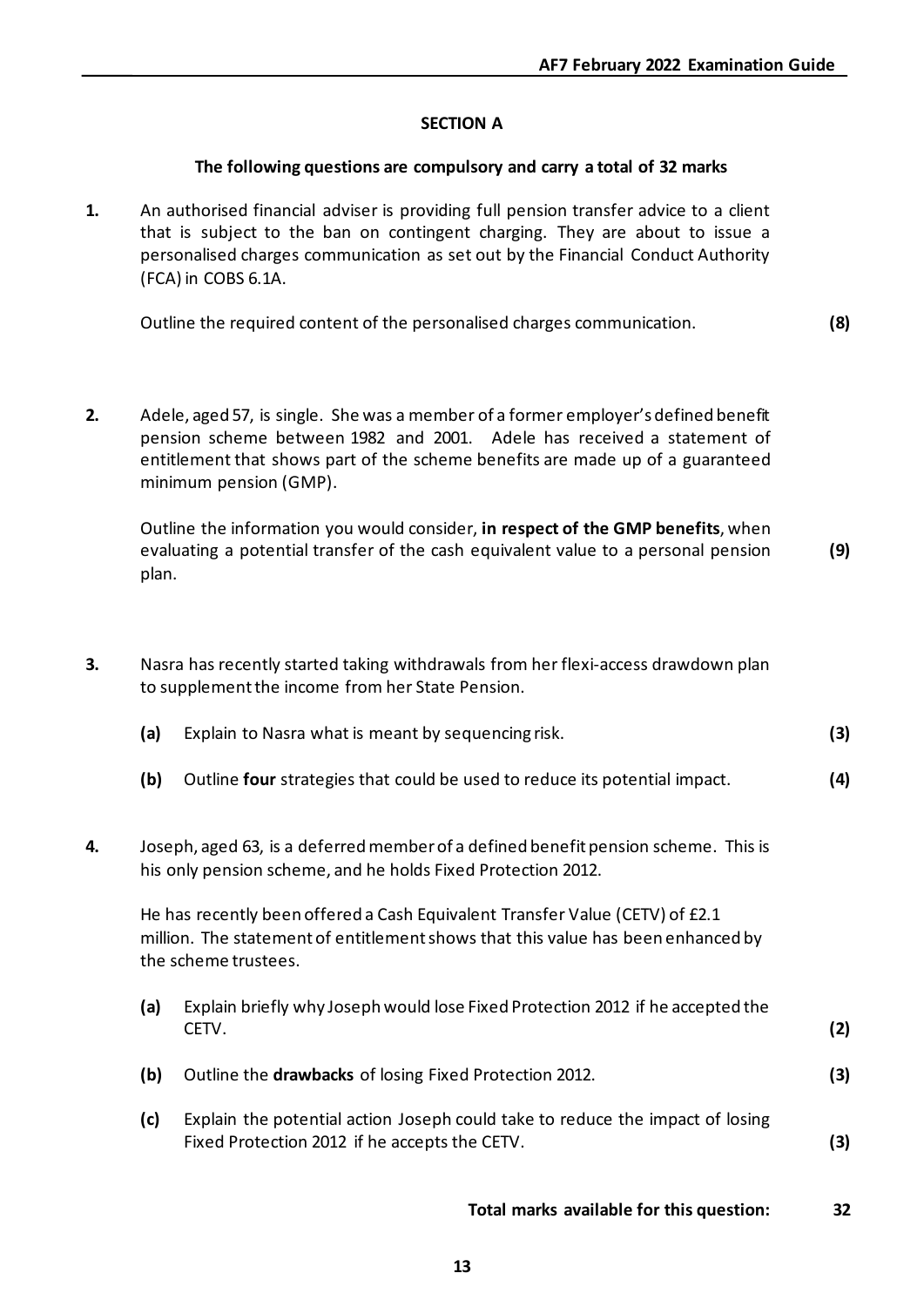## SECTION A

**The following questions are compulsory and carry a total of 32 marks**

**1.** An authorised financial adviser is providing full pension transfer advice to a client that is subject to the ban on contingent charging. They are about to issue a personalised charges communication as set out by the Financial Conduct Authority (FCA) in COBS 6.1A.

Outline the required content of the personalised charges communication. **(8)**

**2.** Adele, aged 57, is single. She was a member of a former employer's defined benefit pension scheme between 1982 and 2001. Adele has received a statement of entitlement that shows part of the scheme benefits are made up of a guaranteed minimum pension (GMP).

Outline the information you would consider, **in respect of the GMP benefits**, when evaluating a potential transfer of the cash equivalent value to a personal pension plan. **(9)**

**3.** Nasra has recently started taking withdrawals from her flexi-access drawdown plan to supplement the income from her State Pension.

**(a)** Explain to Nasra what is meant by sequencing risk. **(3)**

**(b)** Outline **four** strategies that could be used to reduce its potential impact. **(4)**

**4.** Joseph, aged 63, is a deferred member of a defined benefit pension scheme. This is his only pension scheme, and he holds Fixed Protection 2012.

He has recently been offered a Cash Equivalent Transfer Value (CETV) of £2.1 million. The statement of entitlement shows that this value has been enhanced by the scheme trustees.

**(a)** Explain briefly why Joseph would lose Fixed Protection 2012 if he accepted the CETV. **(2)**

**(b)** Outline the **drawbacks** of losing Fixed Protection 2012. **(3)**

**(c)** Explain the potential action Joseph could take to reduce the impact of losing Fixed Protection 2012 if he accepts the CETV. **(3)**

**Total marks available for this question: 32**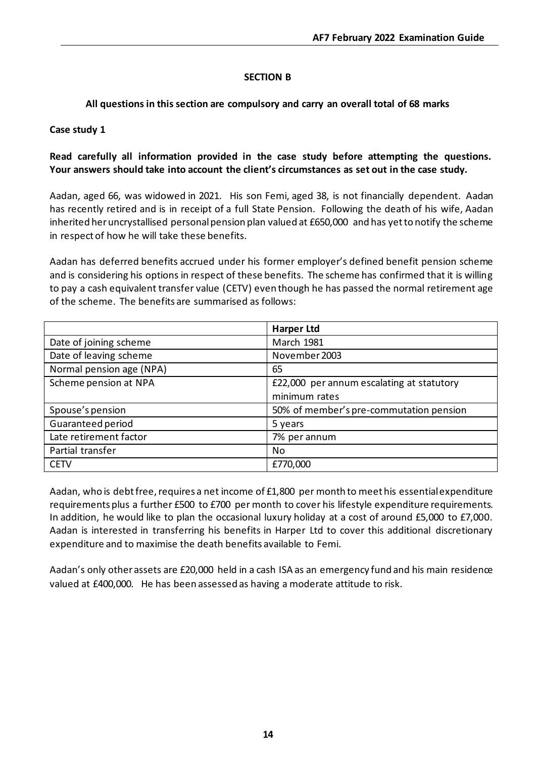## SECTION B

**All questions in this section are compulsory and carry an overall total of 68 marks**

**Case study 1**

**Read carefully all information provided in the case study before attempting the questions. Your answers should take into account the client's circumstances as set out in the case study.**

Aadan, aged 66, was widowed in 2021. His son Femi, aged 38, is not financially dependent. Aadan has recently retired and is in receipt of a full State Pension. Following the death of his wife, Aadan inherited her uncrystallised personal pension plan valued at £650,000 and has yet to notify the scheme in respect of how he will take these benefits.

Aadan has deferred benefits accrued under his former employer's defined benefit pension scheme and is considering his options in respect of these benefits. The scheme has confirmed that it is willing to pay a cash equivalent transfer value (CETV) even though he has passed the normal retirement age of the scheme. The benefits are summarised as follows:

| | **Harper Ltd** |
|---|---|
| Date of joining scheme | March 1981 |
| Date of leaving scheme | November 2003 |
| Normal pension age (NPA) | 65 |
| Scheme pension at NPA | £22,000 per annum escalating at statutory minimum rates |
| Spouse's pension | 50% of member's pre-commutation pension |
| Guaranteed period | 5 years |
| Late retirement factor | 7% per annum |
| Partial transfer | No |
| CETV | £770,000 |

Aadan, who is debt free, requires a net income of £1,800 per month to meet his essential expenditure requirements plus a further £500 to £700 per month to cover his lifestyle expenditure requirements. In addition, he would like to plan the occasional luxury holiday at a cost of around £5,000 to £7,000. Aadan is interested in transferring his benefits in Harper Ltd to cover this additional discretionary expenditure and to maximise the death benefits available to Femi.

Aadan's only other assets are £20,000 held in a cash ISA as an emergency fund and his main residence valued at £400,000. He has been assessed as having a moderate attitude to risk.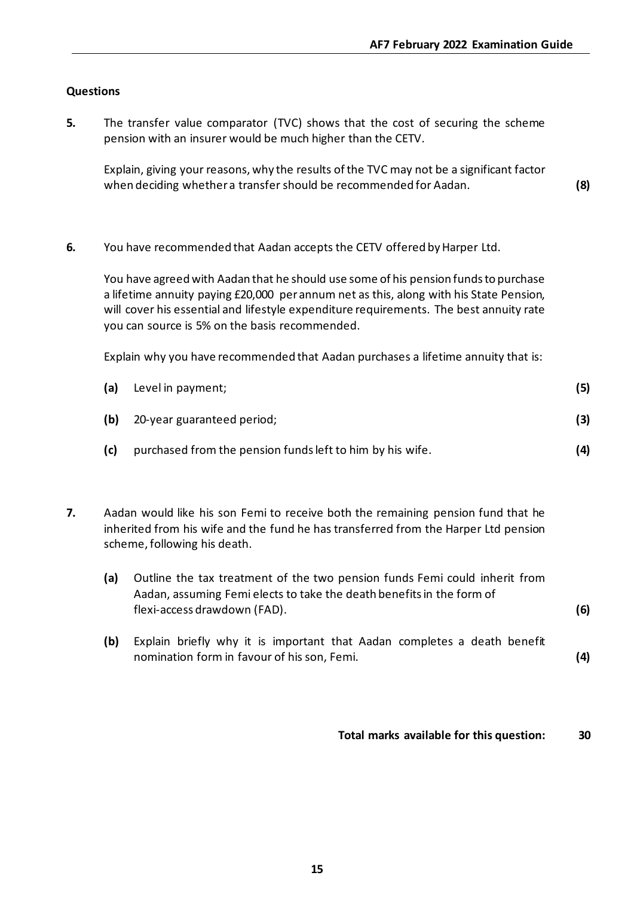**Questions**

**5.** The transfer value comparator (TVC) shows that the cost of securing the scheme pension with an insurer would be much higher than the CETV.

Explain, giving your reasons, why the results of the TVC may not be a significant factor when deciding whether a transfer should be recommended for Aadan. **(8)**

**6.** You have recommended that Aadan accepts the CETV offered by Harper Ltd.

You have agreed with Aadan that he should use some of his pension funds to purchase a lifetime annuity paying £20,000 per annum net as this, along with his State Pension, will cover his essential and lifestyle expenditure requirements. The best annuity rate you can source is 5% on the basis recommended.

Explain why you have recommended that Aadan purchases a lifetime annuity that is:

**(a)** Level in payment; **(5)**

**(b)** 20-year guaranteed period; **(3)**

**(c)** purchased from the pension funds left to him by his wife. **(4)**

**7.** Aadan would like his son Femi to receive both the remaining pension fund that he inherited from his wife and the fund he has transferred from the Harper Ltd pension scheme, following his death.

**(a)** Outline the tax treatment of the two pension funds Femi could inherit from Aadan, assuming Femi elects to take the death benefits in the form of flexi-access drawdown (FAD). **(6)**

**(b)** Explain briefly why it is important that Aadan completes a death benefit nomination form in favour of his son, Femi. **(4)**

**Total marks available for this question: 30**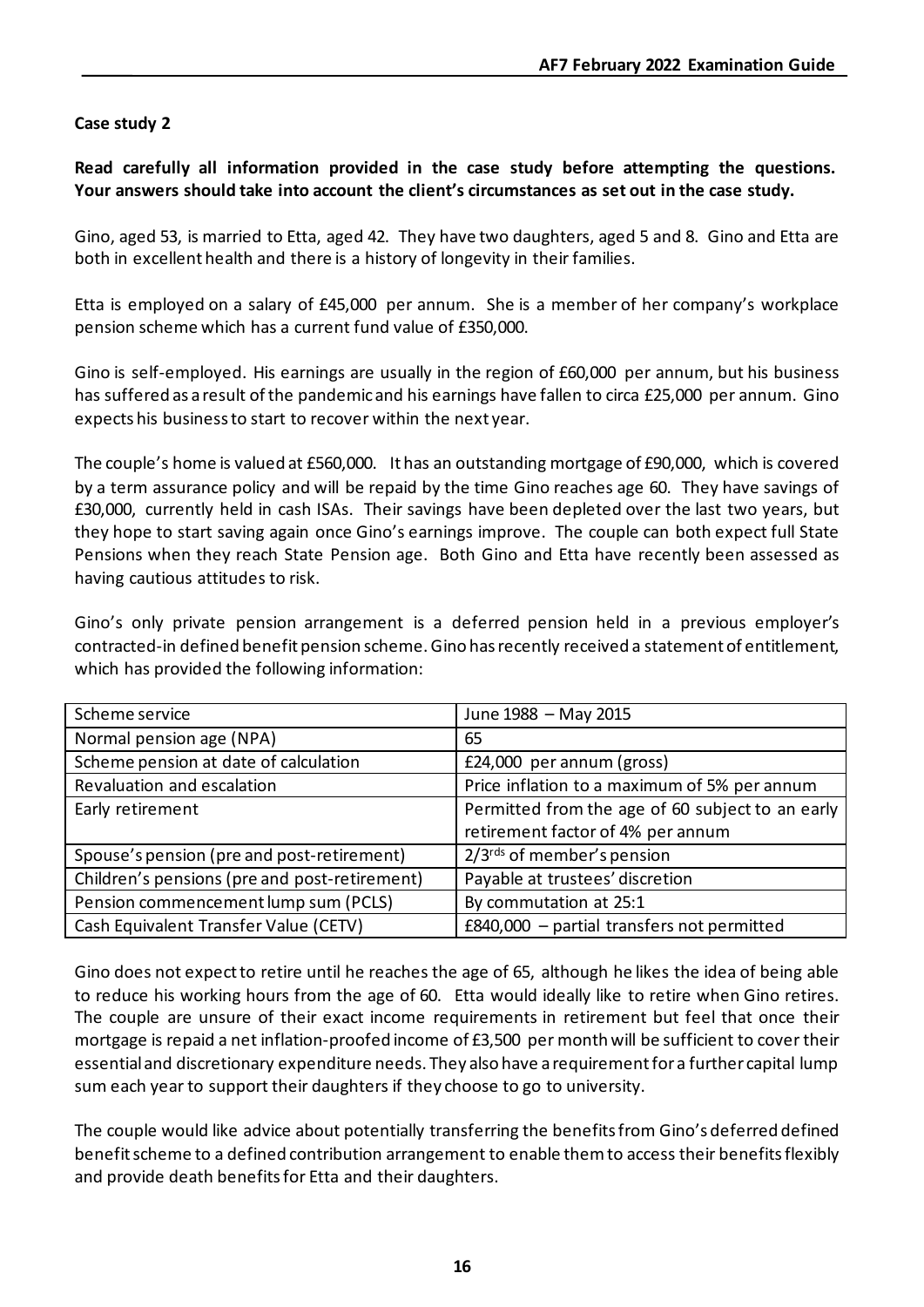**Case study 2**

**Read carefully all information provided in the case study before attempting the questions. Your answers should take into account the client's circumstances as set out in the case study.**

Gino, aged 53, is married to Etta, aged 42. They have two daughters, aged 5 and 8. Gino and Etta are both in excellent health and there is a history of longevity in their families.

Etta is employed on a salary of £45,000 per annum. She is a member of her company's workplace pension scheme which has a current fund value of £350,000.

Gino is self-employed. His earnings are usually in the region of £60,000 per annum, but his business has suffered as a result of the pandemic and his earnings have fallen to circa £25,000 per annum. Gino expects his business to start to recover within the next year.

The couple's home is valued at £560,000. It has an outstanding mortgage of £90,000, which is covered by a term assurance policy and will be repaid by the time Gino reaches age 60. They have savings of £30,000, currently held in cash ISAs. Their savings have been depleted over the last two years, but they hope to start saving again once Gino's earnings improve. The couple can both expect full State Pensions when they reach State Pension age. Both Gino and Etta have recently been assessed as having cautious attitudes to risk.

Gino's only private pension arrangement is a deferred pension held in a previous employer's contracted-in defined benefit pension scheme. Gino has recently received a statement of entitlement, which has provided the following information:

| Scheme service | June 1988 – May 2015 |
|---|---|
| Normal pension age (NPA) | 65 |
| Scheme pension at date of calculation | £24,000 per annum (gross) |
| Revaluation and escalation | Price inflation to a maximum of 5% per annum |
| Early retirement | Permitted from the age of 60 subject to an early retirement factor of 4% per annum |
| Spouse's pension (pre and post-retirement) | 2/3rds of member's pension |
| Children's pensions (pre and post-retirement) | Payable at trustees' discretion |
| Pension commencement lump sum (PCLS) | By commutation at 25:1 |
| Cash Equivalent Transfer Value (CETV) | £840,000 – partial transfers not permitted |

Gino does not expect to retire until he reaches the age of 65, although he likes the idea of being able to reduce his working hours from the age of 60. Etta would ideally like to retire when Gino retires. The couple are unsure of their exact income requirements in retirement but feel that once their mortgage is repaid a net inflation-proofed income of £3,500 per month will be sufficient to cover their essential and discretionary expenditure needs. They also have a requirement for a further capital lump sum each year to support their daughters if they choose to go to university.

The couple would like advice about potentially transferring the benefits from Gino's deferred defined benefit scheme to a defined contribution arrangement to enable them to access their benefits flexibly and provide death benefits for Etta and their daughters.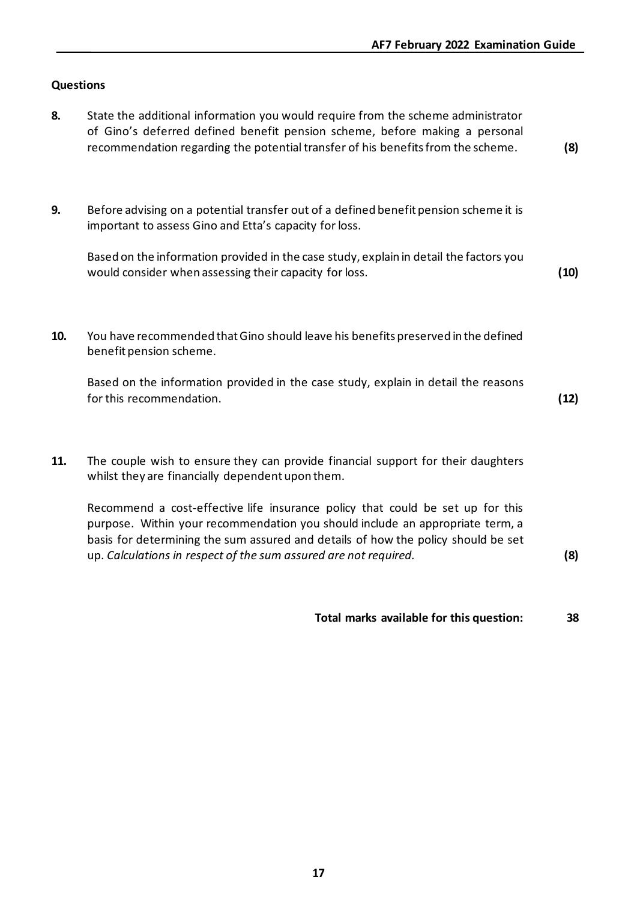**Questions**

**8.** State the additional information you would require from the scheme administrator of Gino's deferred defined benefit pension scheme, before making a personal recommendation regarding the potential transfer of his benefits from the scheme. **(8)**

**9.** Before advising on a potential transfer out of a defined benefit pension scheme it is important to assess Gino and Etta's capacity for loss.

Based on the information provided in the case study, explain in detail the factors you would consider when assessing their capacity for loss. **(10)**

**10.** You have recommended that Gino should leave his benefits preserved in the defined benefit pension scheme.

Based on the information provided in the case study, explain in detail the reasons for this recommendation. **(12)**

**11.** The couple wish to ensure they can provide financial support for their daughters whilst they are financially dependent upon them.

Recommend a cost-effective life insurance policy that could be set up for this purpose. Within your recommendation you should include an appropriate term, a basis for determining the sum assured and details of how the policy should be set up. *Calculations in respect of the sum assured are not required.* **(8)**

**Total marks available for this question: 38**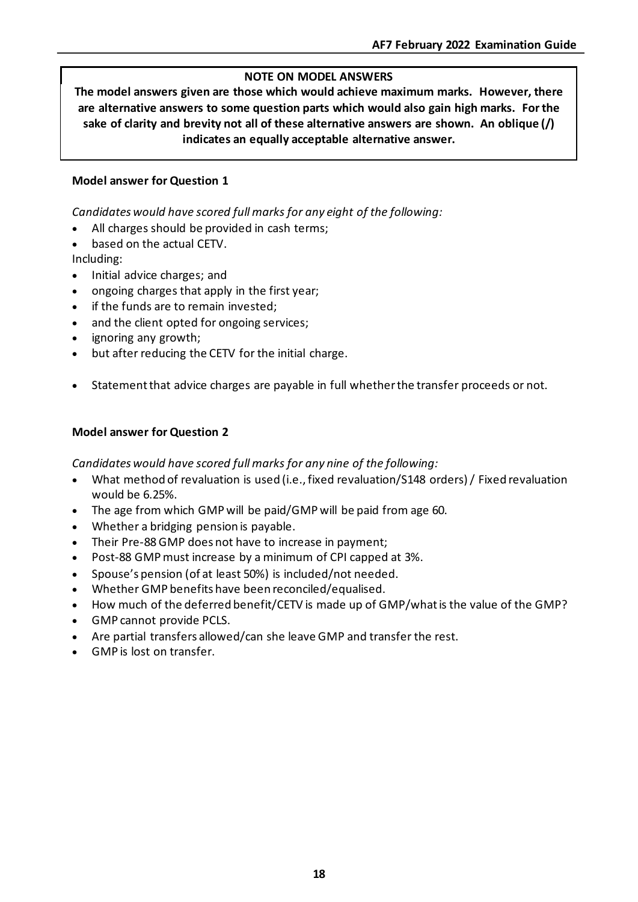**NOTE ON MODEL ANSWERS**

**The model answers given are those which would achieve maximum marks. However, there are alternative answers to some question parts which would also gain high marks. For the sake of clarity and brevity not all of these alternative answers are shown. An oblique (/) indicates an equally acceptable alternative answer.**

**Model answer for Question 1**

*Candidates would have scored full marks for any eight of the following:*

- All charges should be provided in cash terms;
- based on the actual CETV.

Including:

- Initial advice charges; and
- ongoing charges that apply in the first year;
- if the funds are to remain invested;
- and the client opted for ongoing services;
- ignoring any growth;
- but after reducing the CETV for the initial charge.

- Statement that advice charges are payable in full whether the transfer proceeds or not.

**Model answer for Question 2**

*Candidates would have scored full marks for any nine of the following:*

- What method of revaluation is used (i.e., fixed revaluation/S148 orders) / Fixed revaluation would be 6.25%.
- The age from which GMP will be paid/GMP will be paid from age 60.
- Whether a bridging pension is payable.
- Their Pre-88 GMP does not have to increase in payment;
- Post-88 GMP must increase by a minimum of CPI capped at 3%.
- Spouse's pension (of at least 50%) is included/not needed.
- Whether GMP benefits have been reconciled/equalised.
- How much of the deferred benefit/CETV is made up of GMP/what is the value of the GMP?
- GMP cannot provide PCLS.
- Are partial transfers allowed/can she leave GMP and transfer the rest.
- GMP is lost on transfer.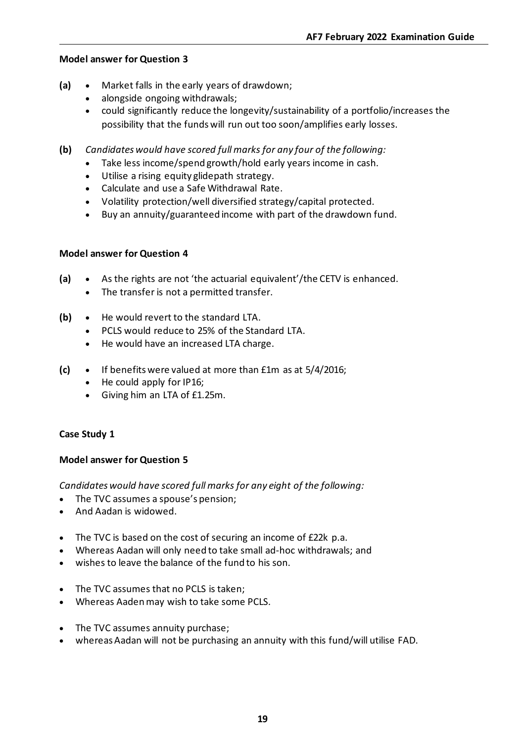**Model answer for Question 3**

**(a)**
- Market falls in the early years of drawdown;
- alongside ongoing withdrawals;
- could significantly reduce the longevity/sustainability of a portfolio/increases the possibility that the funds will run out too soon/amplifies early losses.

**(b)** *Candidates would have scored full marks for any four of the following:*
- Take less income/spend growth/hold early years income in cash.
- Utilise a rising equity glidepath strategy.
- Calculate and use a Safe Withdrawal Rate.
- Volatility protection/well diversified strategy/capital protected.
- Buy an annuity/guaranteed income with part of the drawdown fund.

**Model answer for Question 4**

**(a)**
- As the rights are not 'the actuarial equivalent'/the CETV is enhanced.
- The transfer is not a permitted transfer.

**(b)**
- He would revert to the standard LTA.
- PCLS would reduce to 25% of the Standard LTA.
- He would have an increased LTA charge.

**(c)**
- If benefits were valued at more than £1m as at 5/4/2016;
- He could apply for IP16;
- Giving him an LTA of £1.25m.

**Case Study 1**

**Model answer for Question 5**

*Candidates would have scored full marks for any eight of the following:*
- The TVC assumes a spouse's pension;
- And Aadan is widowed.

- The TVC is based on the cost of securing an income of £22k p.a.
- Whereas Aadan will only need to take small ad-hoc withdrawals; and
- wishes to leave the balance of the fund to his son.

- The TVC assumes that no PCLS is taken;
- Whereas Aaden may wish to take some PCLS.

- The TVC assumes annuity purchase;
- whereas Aadan will not be purchasing an annuity with this fund/will utilise FAD.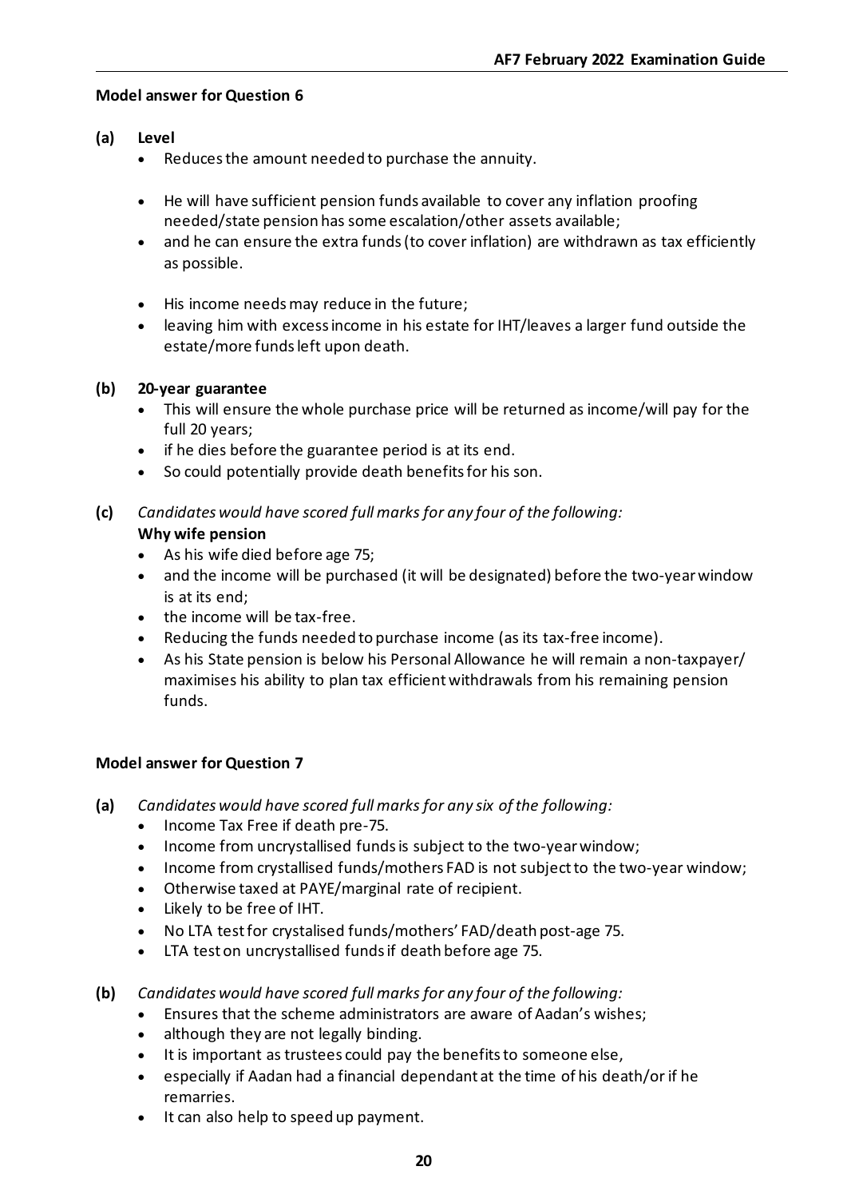**Model answer for Question 6**

**(a) Level**

- Reduces the amount needed to purchase the annuity.

- He will have sufficient pension funds available to cover any inflation proofing needed/state pension has some escalation/other assets available;
- and he can ensure the extra funds (to cover inflation) are withdrawn as tax efficiently as possible.

- His income needs may reduce in the future;
- leaving him with excess income in his estate for IHT/leaves a larger fund outside the estate/more funds left upon death.

**(b) 20-year guarantee**

- This will ensure the whole purchase price will be returned as income/will pay for the full 20 years;
- if he dies before the guarantee period is at its end.
- So could potentially provide death benefits for his son.

**(c)** *Candidates would have scored full marks for any four of the following:*

**Why wife pension**

- As his wife died before age 75;
- and the income will be purchased (it will be designated) before the two-year window is at its end;
- the income will be tax-free.
- Reducing the funds needed to purchase income (as its tax-free income).
- As his State pension is below his Personal Allowance he will remain a non-taxpayer/ maximises his ability to plan tax efficient withdrawals from his remaining pension funds.

**Model answer for Question 7**

**(a)** *Candidates would have scored full marks for any six of the following:*

- Income Tax Free if death pre-75.
- Income from uncrystallised funds is subject to the two-year window;
- Income from crystallised funds/mothers FAD is not subject to the two-year window;
- Otherwise taxed at PAYE/marginal rate of recipient.
- Likely to be free of IHT.
- No LTA test for crystalised funds/mothers' FAD/death post-age 75.
- LTA test on uncrystallised funds if death before age 75.

**(b)** *Candidates would have scored full marks for any four of the following:*

- Ensures that the scheme administrators are aware of Aadan's wishes;
- although they are not legally binding.
- It is important as trustees could pay the benefits to someone else,
- especially if Aadan had a financial dependant at the time of his death/or if he remarries.
- It can also help to speed up payment.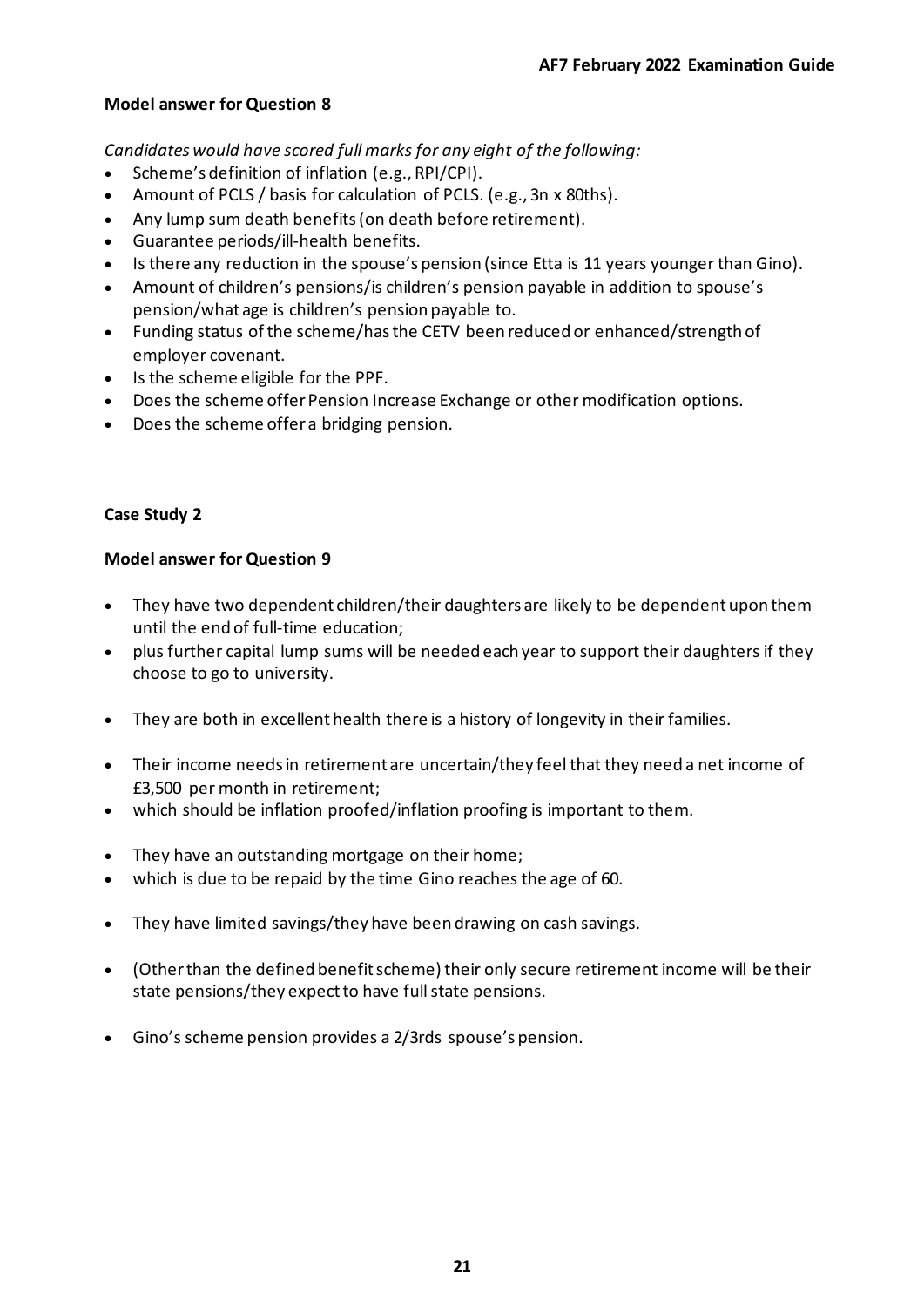**Model answer for Question 8**

*Candidates would have scored full marks for any eight of the following:*

- Scheme's definition of inflation (e.g., RPI/CPI).
- Amount of PCLS / basis for calculation of PCLS. (e.g., 3n x 80ths).
- Any lump sum death benefits (on death before retirement).
- Guarantee periods/ill-health benefits.
- Is there any reduction in the spouse's pension (since Etta is 11 years younger than Gino).
- Amount of children's pensions/is children's pension payable in addition to spouse's pension/what age is children's pension payable to.
- Funding status of the scheme/has the CETV been reduced or enhanced/strength of employer covenant.
- Is the scheme eligible for the PPF.
- Does the scheme offer Pension Increase Exchange or other modification options.
- Does the scheme offer a bridging pension.

**Case Study 2**

**Model answer for Question 9**

- They have two dependent children/their daughters are likely to be dependent upon them until the end of full-time education;
- plus further capital lump sums will be needed each year to support their daughters if they choose to go to university.

- They are both in excellent health there is a history of longevity in their families.

- Their income needs in retirement are uncertain/they feel that they need a net income of £3,500 per month in retirement;
- which should be inflation proofed/inflation proofing is important to them.

- They have an outstanding mortgage on their home;
- which is due to be repaid by the time Gino reaches the age of 60.

- They have limited savings/they have been drawing on cash savings.

- (Other than the defined benefit scheme) their only secure retirement income will be their state pensions/they expect to have full state pensions.

- Gino's scheme pension provides a 2/3rds spouse's pension.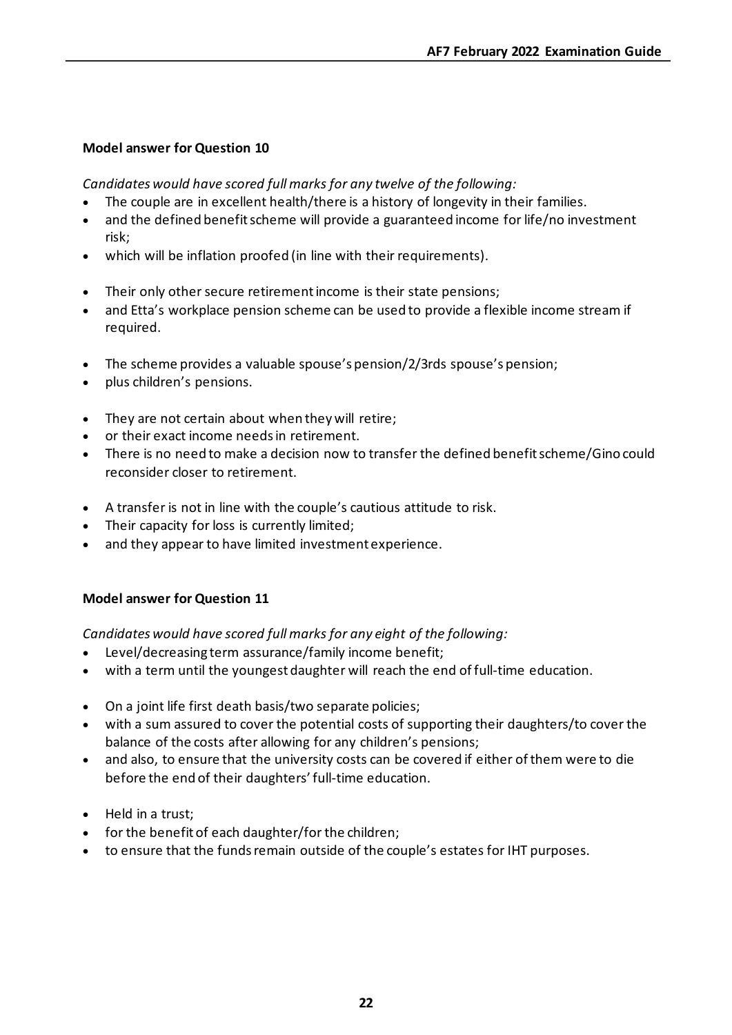**Model answer for Question 10**

*Candidates would have scored full marks for any twelve of the following:*

- The couple are in excellent health/there is a history of longevity in their families.
- and the defined benefit scheme will provide a guaranteed income for life/no investment risk;
- which will be inflation proofed (in line with their requirements).

- Their only other secure retirement income is their state pensions;
- and Etta's workplace pension scheme can be used to provide a flexible income stream if required.

- The scheme provides a valuable spouse's pension/2/3rds spouse's pension;
- plus children's pensions.

- They are not certain about when they will retire;
- or their exact income needs in retirement.
- There is no need to make a decision now to transfer the defined benefit scheme/Gino could reconsider closer to retirement.

- A transfer is not in line with the couple's cautious attitude to risk.
- Their capacity for loss is currently limited;
- and they appear to have limited investment experience.

**Model answer for Question 11**

*Candidates would have scored full marks for any eight of the following:*

- Level/decreasing term assurance/family income benefit;
- with a term until the youngest daughter will reach the end of full-time education.

- On a joint life first death basis/two separate policies;
- with a sum assured to cover the potential costs of supporting their daughters/to cover the balance of the costs after allowing for any children's pensions;
- and also, to ensure that the university costs can be covered if either of them were to die before the end of their daughters' full-time education.

- Held in a trust;
- for the benefit of each daughter/for the children;
- to ensure that the funds remain outside of the couple's estates for IHT purposes.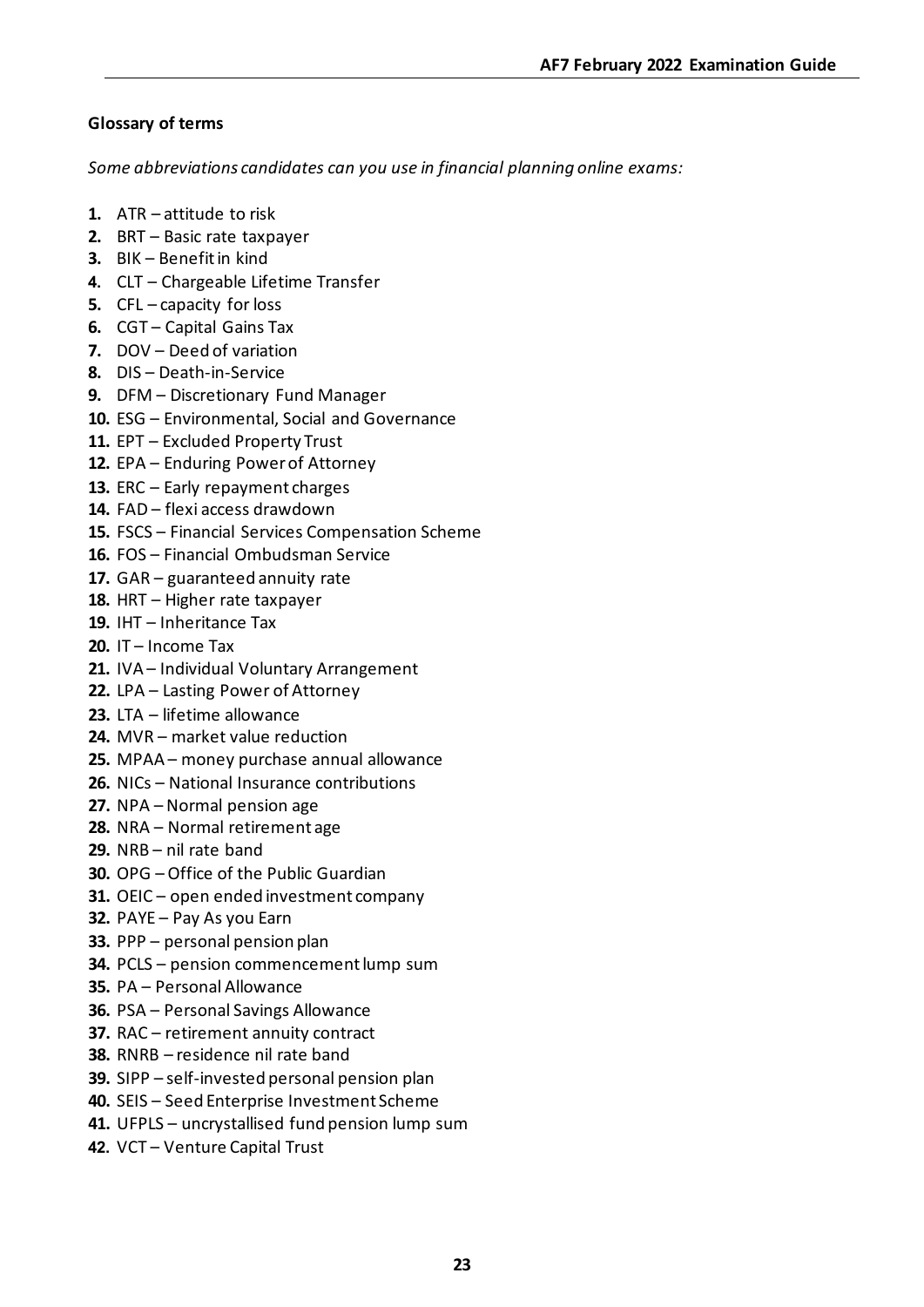**Glossary of terms**

*Some abbreviations candidates can you use in financial planning online exams:*

1. ATR – attitude to risk
2. BRT – Basic rate taxpayer
3. BIK – Benefit in kind
4. CLT – Chargeable Lifetime Transfer
5. CFL – capacity for loss
6. CGT – Capital Gains Tax
7. DOV – Deed of variation
8. DIS – Death-in-Service
9. DFM – Discretionary Fund Manager
10. ESG – Environmental, Social and Governance
11. EPT – Excluded Property Trust
12. EPA – Enduring Power of Attorney
13. ERC – Early repayment charges
14. FAD – flexi access drawdown
15. FSCS – Financial Services Compensation Scheme
16. FOS – Financial Ombudsman Service
17. GAR – guaranteed annuity rate
18. HRT – Higher rate taxpayer
19. IHT – Inheritance Tax
20. IT – Income Tax
21. IVA – Individual Voluntary Arrangement
22. LPA – Lasting Power of Attorney
23. LTA – lifetime allowance
24. MVR – market value reduction
25. MPAA – money purchase annual allowance
26. NICs – National Insurance contributions
27. NPA – Normal pension age
28. NRA – Normal retirement age
29. NRB – nil rate band
30. OPG – Office of the Public Guardian
31. OEIC – open ended investment company
32. PAYE – Pay As you Earn
33. PPP – personal pension plan
34. PCLS – pension commencement lump sum
35. PA – Personal Allowance
36. PSA – Personal Savings Allowance
37. RAC – retirement annuity contract
38. RNRB – residence nil rate band
39. SIPP – self-invested personal pension plan
40. SEIS – Seed Enterprise Investment Scheme
41. UFPLS – uncrystallised fund pension lump sum
42. VCT – Venture Capital Trust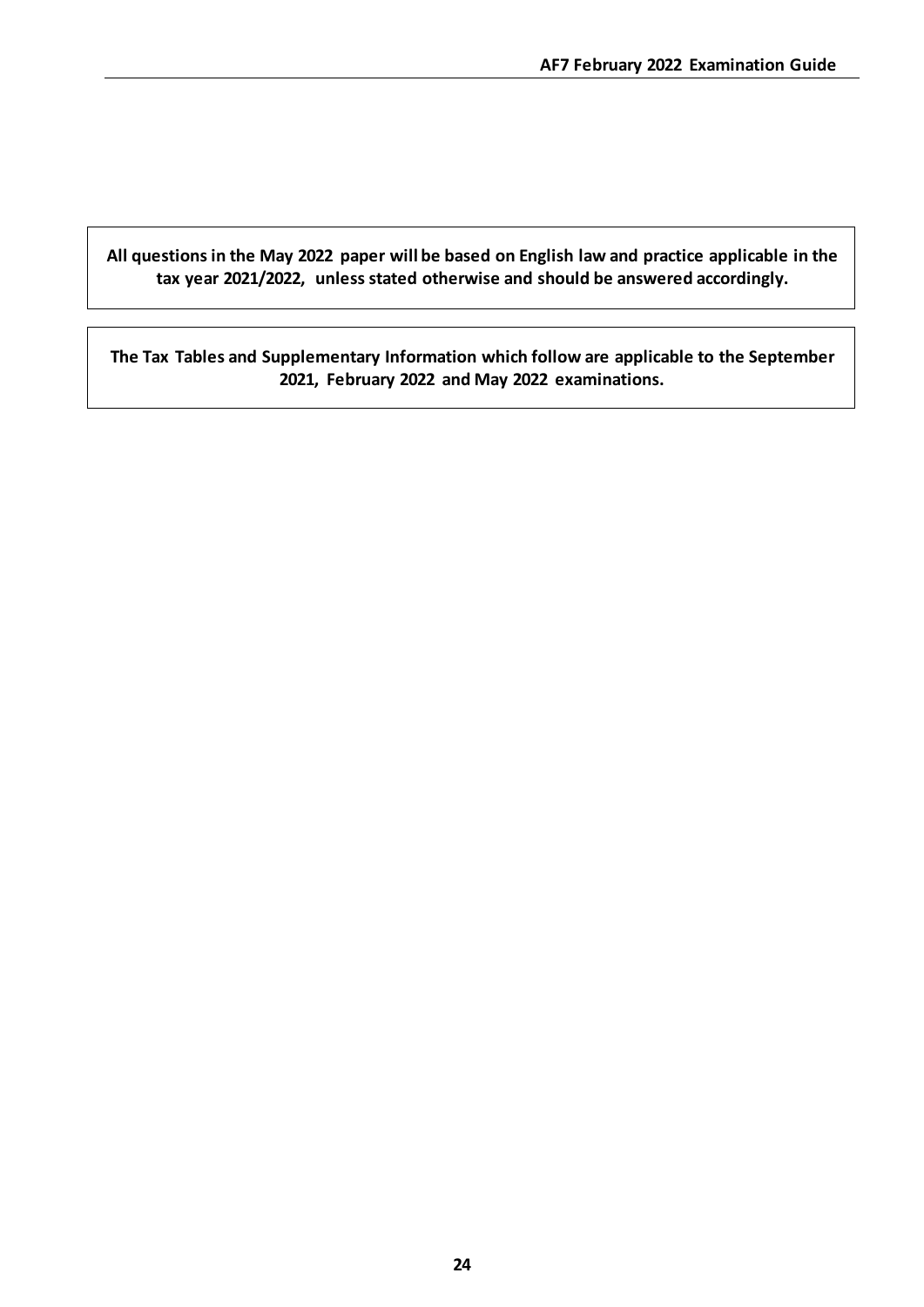**All questions in the May 2022 paper will be based on English law and practice applicable in the tax year 2021/2022, unless stated otherwise and should be answered accordingly.**

**The Tax Tables and Supplementary Information which follow are applicable to the September 2021, February 2022 and May 2022 examinations.**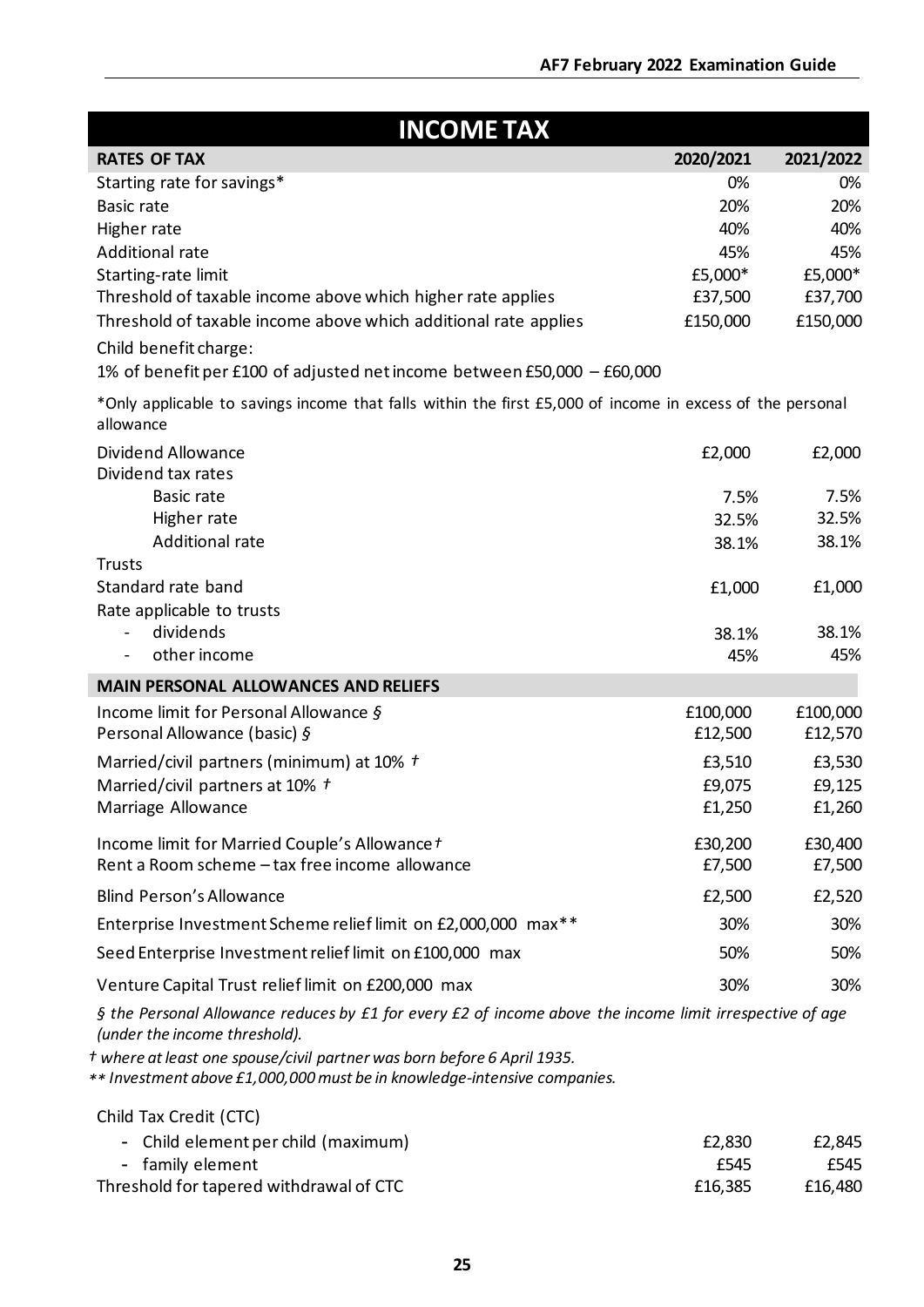# INCOME TAX

| RATES OF TAX | 2020/2021 | 2021/2022 |
|---|---|---|
| Starting rate for savings* | 0% | 0% |
| Basic rate | 20% | 20% |
| Higher rate | 40% | 40% |
| Additional rate | 45% | 45% |
| Starting-rate limit | £5,000* | £5,000* |
| Threshold of taxable income above which higher rate applies | £37,500 | £37,700 |
| Threshold of taxable income above which additional rate applies | £150,000 | £150,000 |

Child benefit charge:

1% of benefit per £100 of adjusted net income between £50,000 – £60,000

*Only applicable to savings income that falls within the first £5,000 of income in excess of the personal allowance

| | 2020/2021 | 2021/2022 |
|---|---|---|
| Dividend Allowance | £2,000 | £2,000 |
| Dividend tax rates | | |
| Basic rate | 7.5% | 7.5% |
| Higher rate | 32.5% | 32.5% |
| Additional rate | 38.1% | 38.1% |
| Trusts | | |
| Standard rate band | £1,000 | £1,000 |
| Rate applicable to trusts | | |
| - dividends | 38.1% | 38.1% |
| - other income | 45% | 45% |

| MAIN PERSONAL ALLOWANCES AND RELIEFS | 2020/2021 | 2021/2022 |
|---|---|---|
| Income limit for Personal Allowance § | £100,000 | £100,000 |
| Personal Allowance (basic) § | £12,500 | £12,570 |
| Married/civil partners (minimum) at 10% † | £3,510 | £3,530 |
| Married/civil partners at 10% † | £9,075 | £9,125 |
| Marriage Allowance | £1,250 | £1,260 |
| Income limit for Married Couple's Allowance † | £30,200 | £30,400 |
| Rent a Room scheme – tax free income allowance | £7,500 | £7,500 |
| Blind Person's Allowance | £2,500 | £2,520 |
| Enterprise Investment Scheme relief limit on £2,000,000 max** | 30% | 30% |
| Seed Enterprise Investment relief limit on £100,000 max | 50% | 50% |
| Venture Capital Trust relief limit on £200,000 max | 30% | 30% |

*§ the Personal Allowance reduces by £1 for every £2 of income above the income limit irrespective of age (under the income threshold).*

*† where at least one spouse/civil partner was born before 6 April 1935.*

*\*\* Investment above £1,000,000 must be in knowledge-intensive companies.*

| Child Tax Credit (CTC) | 2020/2021 | 2021/2022 |
|---|---|---|
| - Child element per child (maximum) | £2,830 | £2,845 |
| - family element | £545 | £545 |
| Threshold for tapered withdrawal of CTC | £16,385 | £16,480 |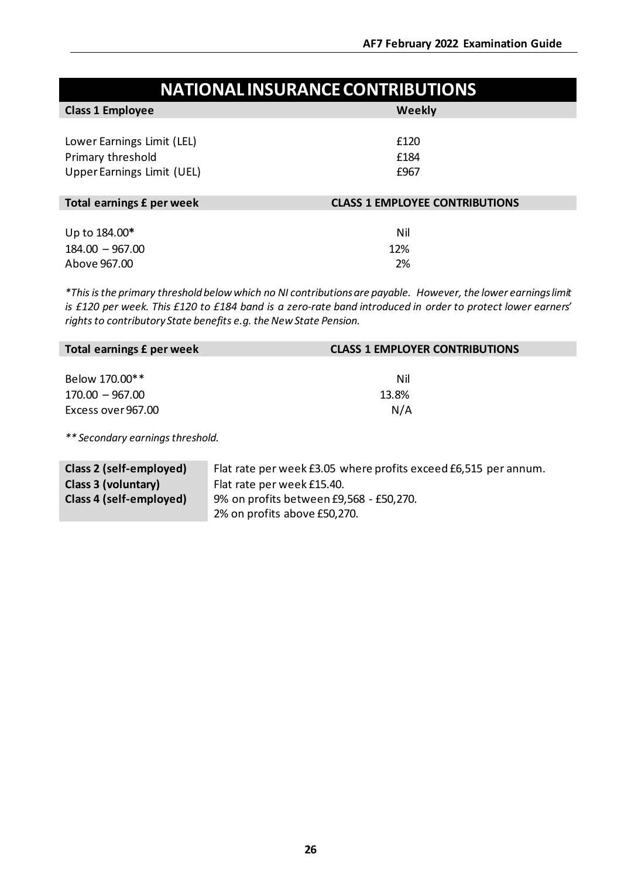# NATIONAL INSURANCE CONTRIBUTIONS

| Class 1 Employee | Weekly |
|---|---|
| Lower Earnings Limit (LEL) | £120 |
| Primary threshold | £184 |
| Upper Earnings Limit (UEL) | £967 |

| Total earnings £ per week | CLASS 1 EMPLOYEE CONTRIBUTIONS |
|---|---|
| Up to 184.00* | Nil |
| 184.00 – 967.00 | 12% |
| Above 967.00 | 2% |

*\*This is the primary threshold below which no NI contributions are payable. However, the lower earnings limit is £120 per week. This £120 to £184 band is a zero-rate band introduced in order to protect lower earners' rights to contributory State benefits e.g. the New State Pension.*

| Total earnings £ per week | CLASS 1 EMPLOYER CONTRIBUTIONS |
|---|---|
| Below 170.00** | Nil |
| 170.00 – 967.00 | 13.8% |
| Excess over 967.00 | N/A |

*\*\* Secondary earnings threshold.*

| | |
|---|---|
| **Class 2 (self-employed)** | Flat rate per week £3.05 where profits exceed £6,515 per annum. |
| **Class 3 (voluntary)** | Flat rate per week £15.40. |
| **Class 4 (self-employed)** | 9% on profits between £9,568 - £50,270.<br>2% on profits above £50,270. |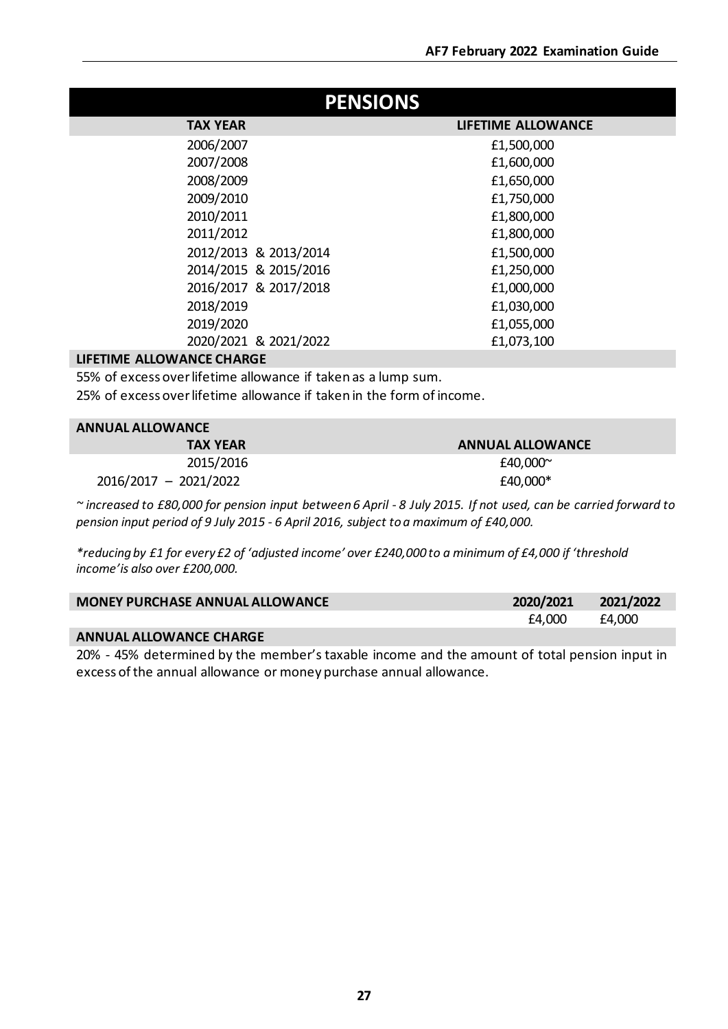# PENSIONS

| TAX YEAR | LIFETIME ALLOWANCE |
|---|---|
| 2006/2007 | £1,500,000 |
| 2007/2008 | £1,600,000 |
| 2008/2009 | £1,650,000 |
| 2009/2010 | £1,750,000 |
| 2010/2011 | £1,800,000 |
| 2011/2012 | £1,800,000 |
| 2012/2013 & 2013/2014 | £1,500,000 |
| 2014/2015 & 2015/2016 | £1,250,000 |
| 2016/2017 & 2017/2018 | £1,000,000 |
| 2018/2019 | £1,030,000 |
| 2019/2020 | £1,055,000 |
| 2020/2021 & 2021/2022 | £1,073,100 |

**LIFETIME ALLOWANCE CHARGE**

55% of excess over lifetime allowance if taken as a lump sum.

25% of excess over lifetime allowance if taken in the form of income.

**ANNUAL ALLOWANCE**

| TAX YEAR | ANNUAL ALLOWANCE |
|---|---|
| 2015/2016 | £40,000~ |
| 2016/2017 – 2021/2022 | £40,000* |

*~ increased to £80,000 for pension input between 6 April - 8 July 2015. If not used, can be carried forward to pension input period of 9 July 2015 - 6 April 2016, subject to a maximum of £40,000.*

*\*reducing by £1 for every £2 of 'adjusted income' over £240,000 to a minimum of £4,000 if 'threshold income' is also over £200,000.*

| MONEY PURCHASE ANNUAL ALLOWANCE | 2020/2021 | 2021/2022 |
|---|---|---|
| | £4,000 | £4,000 |

**ANNUAL ALLOWANCE CHARGE**

20% - 45% determined by the member's taxable income and the amount of total pension input in excess of the annual allowance or money purchase annual allowance.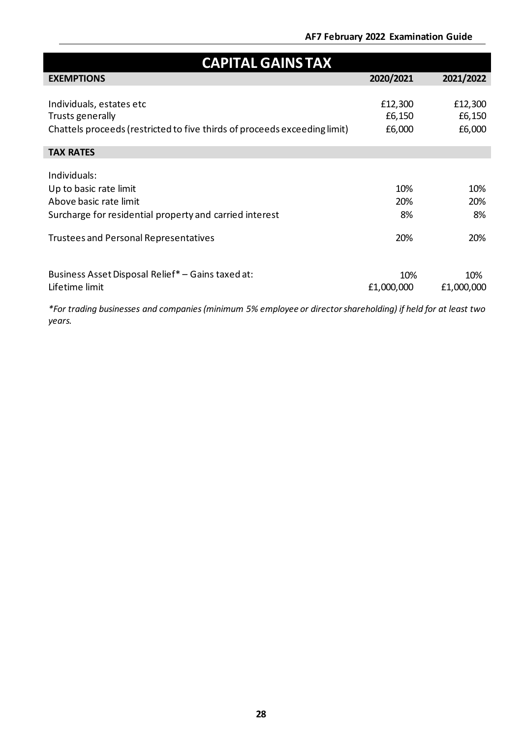# CAPITAL GAINS TAX

| EXEMPTIONS | 2020/2021 | 2021/2022 |
|---|---|---|
| Individuals, estates etc | £12,300 | £12,300 |
| Trusts generally | £6,150 | £6,150 |
| Chattels proceeds (restricted to five thirds of proceeds exceeding limit) | £6,000 | £6,000 |
| **TAX RATES** | | |
| Individuals: | | |
| Up to basic rate limit | 10% | 10% |
| Above basic rate limit | 20% | 20% |
| Surcharge for residential property and carried interest | 8% | 8% |
| Trustees and Personal Representatives | 20% | 20% |
| Business Asset Disposal Relief* – Gains taxed at: | 10% | 10% |
| Lifetime limit | £1,000,000 | £1,000,000 |

*\*For trading businesses and companies (minimum 5% employee or director shareholding) if held for at least two years.*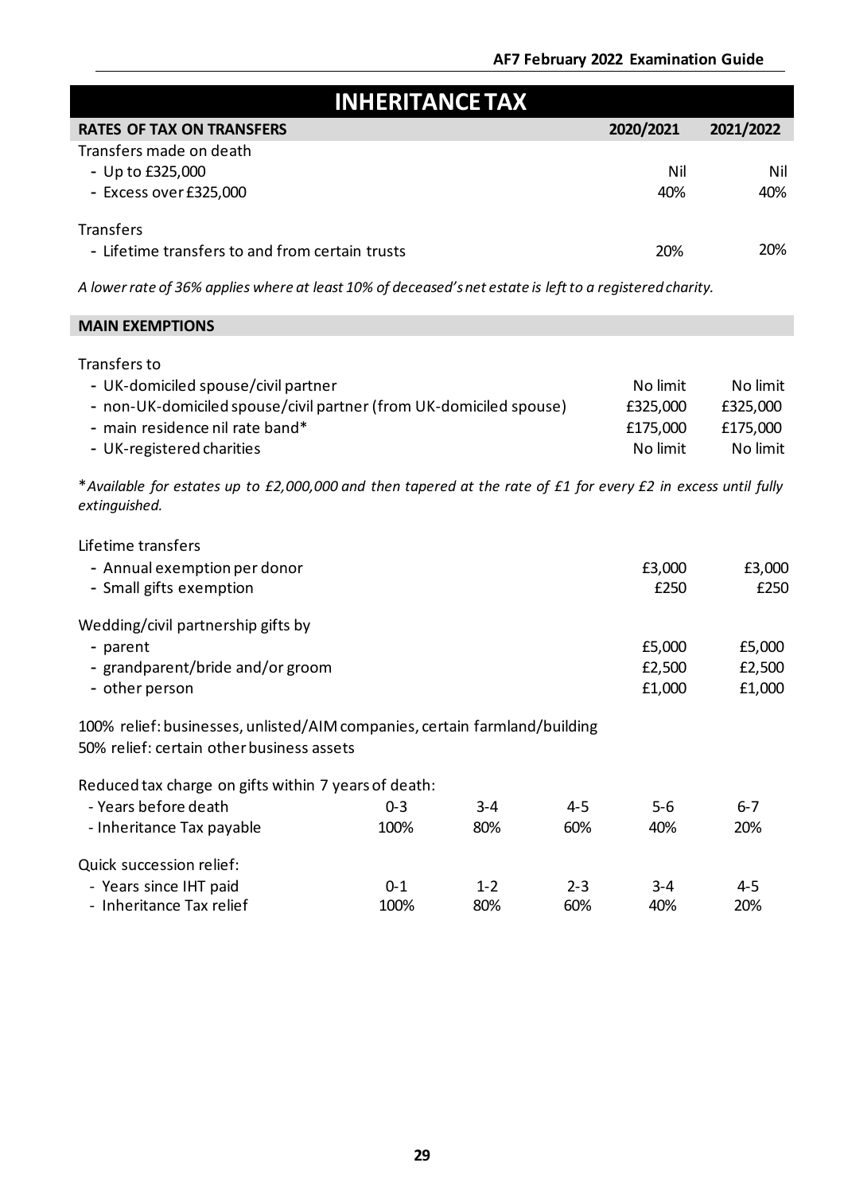# INHERITANCE TAX

| RATES OF TAX ON TRANSFERS | 2020/2021 | 2021/2022 |
|---|---|---|
| Transfers made on death | | |
| - Up to £325,000 | Nil | Nil |
| - Excess over £325,000 | 40% | 40% |
| Transfers | | |
| - Lifetime transfers to and from certain trusts | 20% | 20% |

*A lower rate of 36% applies where at least 10% of deceased's net estate is left to a registered charity.*

| MAIN EXEMPTIONS | | |
|---|---|---|
| Transfers to | | |
| - UK-domiciled spouse/civil partner | No limit | No limit |
| - non-UK-domiciled spouse/civil partner (from UK-domiciled spouse) | £325,000 | £325,000 |
| - main residence nil rate band* | £175,000 | £175,000 |
| - UK-registered charities | No limit | No limit |

**Available for estates up to £2,000,000 and then tapered at the rate of £1 for every £2 in excess until fully extinguished.*

| | | |
|---|---|---|
| Lifetime transfers | | |
| - Annual exemption per donor | £3,000 | £3,000 |
| - Small gifts exemption | £250 | £250 |
| Wedding/civil partnership gifts by | | |
| - parent | £5,000 | £5,000 |
| - grandparent/bride and/or groom | £2,500 | £2,500 |
| - other person | £1,000 | £1,000 |

100% relief: businesses, unlisted/AIM companies, certain farmland/building
50% relief: certain other business assets

Reduced tax charge on gifts within 7 years of death:

| - Years before death | 0-3 | 3-4 | 4-5 | 5-6 | 6-7 |
|---|---|---|---|---|---|
| - Inheritance Tax payable | 100% | 80% | 60% | 40% | 20% |

Quick succession relief:

| - Years since IHT paid | 0-1 | 1-2 | 2-3 | 3-4 | 4-5 |
|---|---|---|---|---|---|
| - Inheritance Tax relief | 100% | 80% | 60% | 40% | 20% |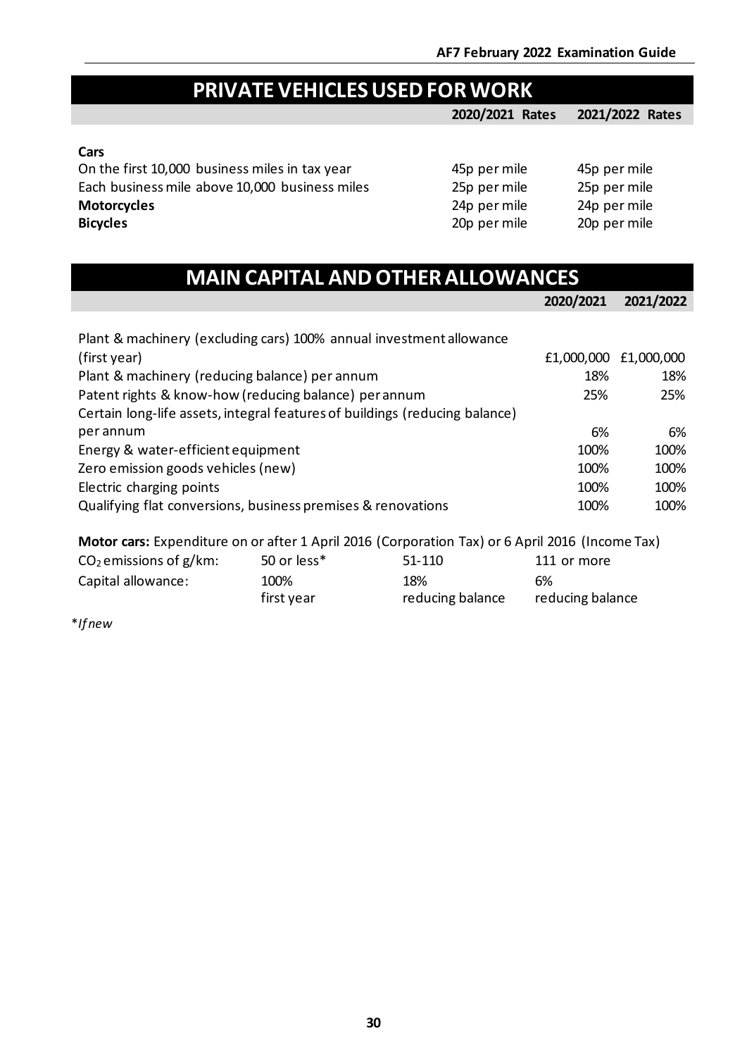## PRIVATE VEHICLES USED FOR WORK

| | 2020/2021 Rates | 2021/2022 Rates |
|---|---|---|
| **Cars** | | |
| On the first 10,000 business miles in tax year | 45p per mile | 45p per mile |
| Each business mile above 10,000 business miles | 25p per mile | 25p per mile |
| **Motorcycles** | 24p per mile | 24p per mile |
| **Bicycles** | 20p per mile | 20p per mile |

## MAIN CAPITAL AND OTHER ALLOWANCES

| | 2020/2021 | 2021/2022 |
|---|---|---|
| Plant & machinery (excluding cars) 100% annual investment allowance (first year) | £1,000,000 | £1,000,000 |
| Plant & machinery (reducing balance) per annum | 18% | 18% |
| Patent rights & know-how (reducing balance) per annum | 25% | 25% |
| Certain long-life assets, integral features of buildings (reducing balance) per annum | 6% | 6% |
| Energy & water-efficient equipment | 100% | 100% |
| Zero emission goods vehicles (new) | 100% | 100% |
| Electric charging points | 100% | 100% |
| Qualifying flat conversions, business premises & renovations | 100% | 100% |

**Motor cars:** Expenditure on or after 1 April 2016 (Corporation Tax) or 6 April 2016 (Income Tax)

| $CO_2$ emissions of g/km: | 50 or less* | 51-110 | 111 or more |
|---|---|---|---|
| Capital allowance: | 100% first year | 18% reducing balance | 6% reducing balance |

**If new*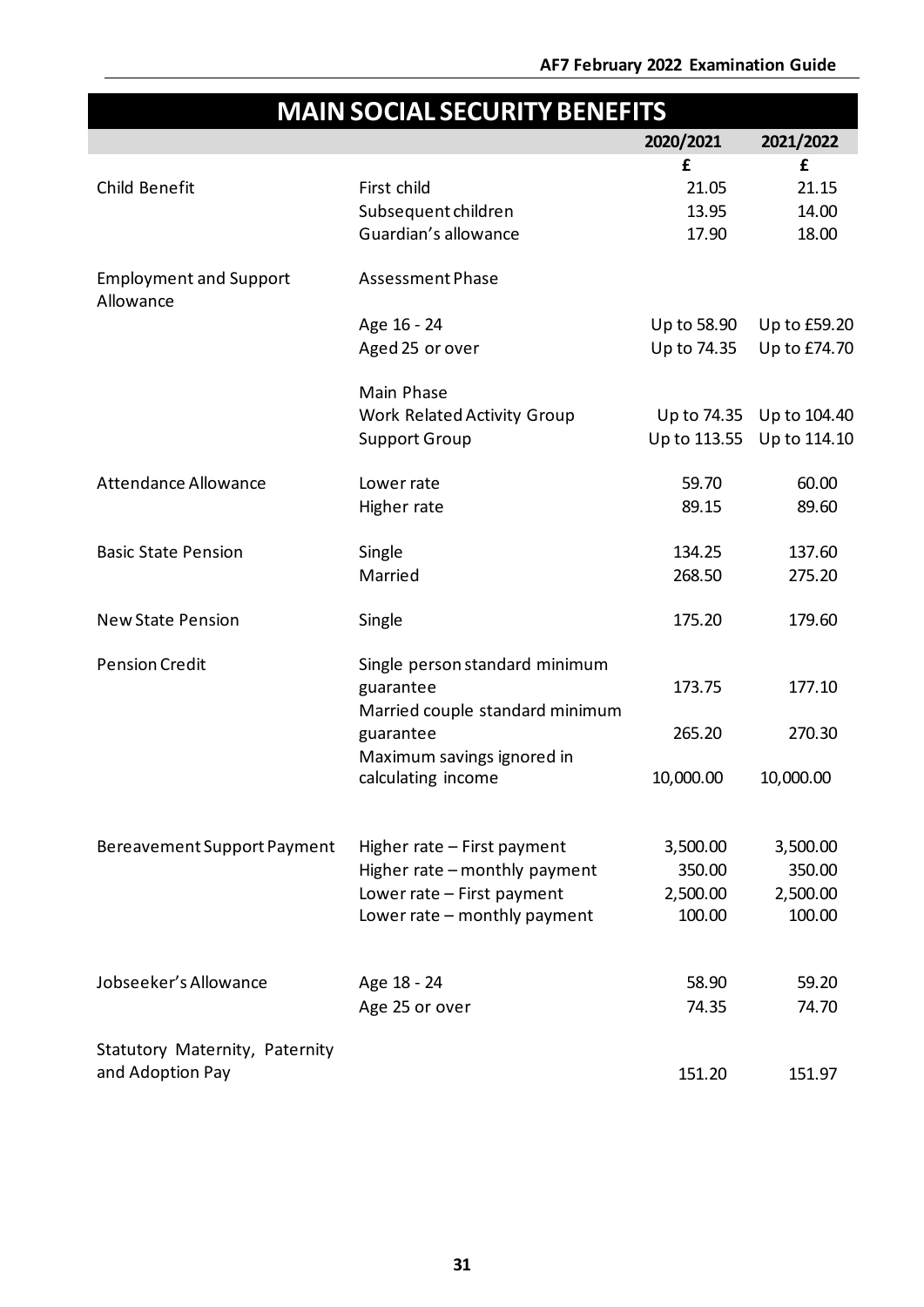# MAIN SOCIAL SECURITY BENEFITS

| | | 2020/2021 | 2021/2022 |
|---|---|---|---|
| | | £ | £ |
| Child Benefit | First child | 21.05 | 21.15 |
| | Subsequent children | 13.95 | 14.00 |
| | Guardian's allowance | 17.90 | 18.00 |
| Employment and Support Allowance | Assessment Phase | | |
| | Age 16 - 24 | Up to 58.90 | Up to £59.20 |
| | Aged 25 or over | Up to 74.35 | Up to £74.70 |
| | Main Phase | | |
| | Work Related Activity Group | Up to 74.35 | Up to 104.40 |
| | Support Group | Up to 113.55 | Up to 114.10 |
| Attendance Allowance | Lower rate | 59.70 | 60.00 |
| | Higher rate | 89.15 | 89.60 |
| Basic State Pension | Single | 134.25 | 137.60 |
| | Married | 268.50 | 275.20 |
| New State Pension | Single | 175.20 | 179.60 |
| Pension Credit | Single person standard minimum guarantee | 173.75 | 177.10 |
| | Married couple standard minimum guarantee | 265.20 | 270.30 |
| | Maximum savings ignored in calculating income | 10,000.00 | 10,000.00 |
| Bereavement Support Payment | Higher rate – First payment | 3,500.00 | 3,500.00 |
| | Higher rate – monthly payment | 350.00 | 350.00 |
| | Lower rate – First payment | 2,500.00 | 2,500.00 |
| | Lower rate – monthly payment | 100.00 | 100.00 |
| Jobseeker's Allowance | Age 18 - 24 | 58.90 | 59.20 |
| | Age 25 or over | 74.35 | 74.70 |
| Statutory Maternity, Paternity and Adoption Pay | | 151.20 | 151.97 |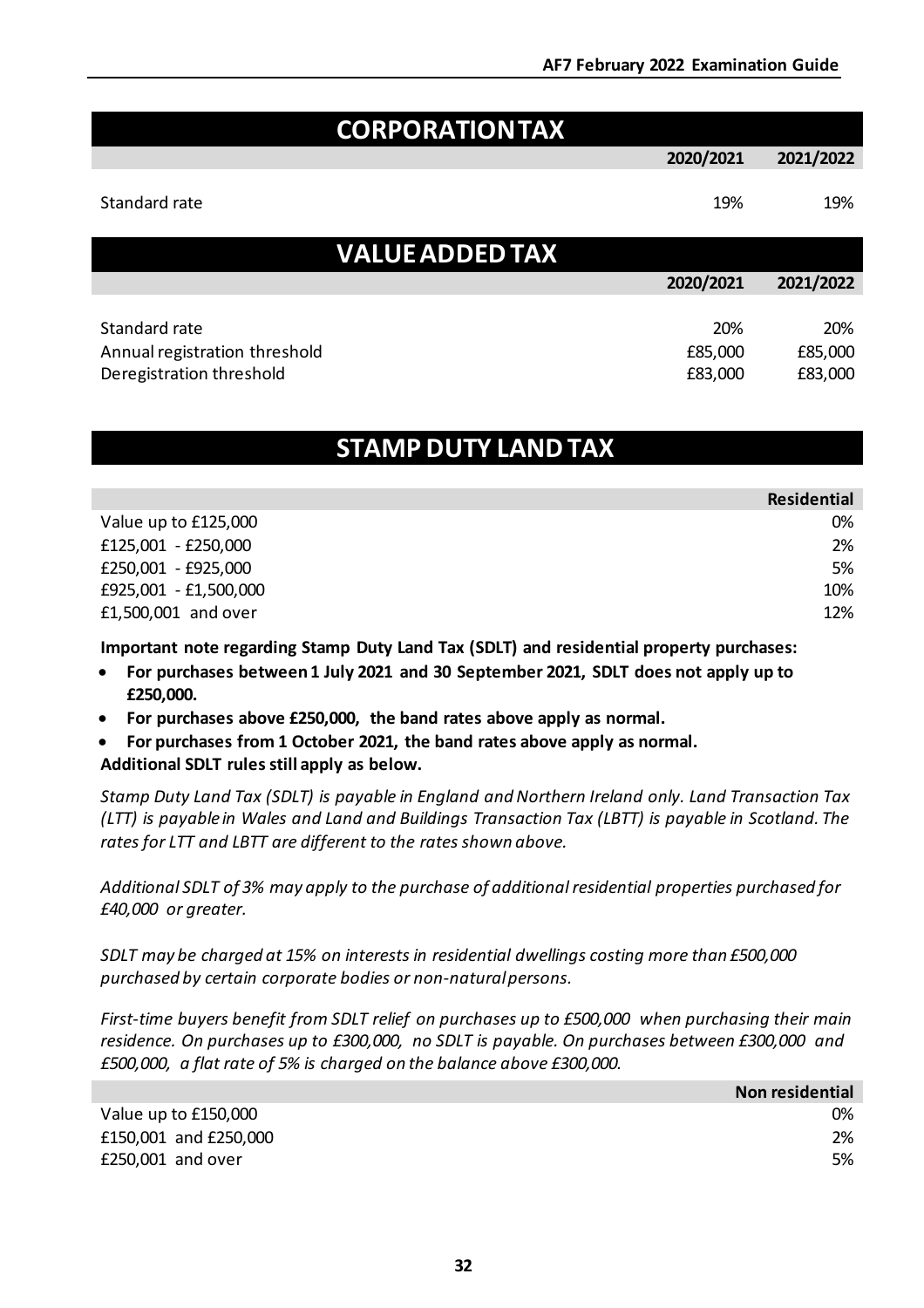## CORPORATION TAX

| | 2020/2021 | 2021/2022 |
|---|---|---|
| Standard rate | 19% | 19% |

## VALUE ADDED TAX

| | 2020/2021 | 2021/2022 |
|---|---|---|
| Standard rate | 20% | 20% |
| Annual registration threshold | £85,000 | £85,000 |
| Deregistration threshold | £83,000 | £83,000 |

## STAMP DUTY LAND TAX

| | Residential |
|---|---|
| Value up to £125,000 | 0% |
| £125,001 - £250,000 | 2% |
| £250,001 - £925,000 | 5% |
| £925,001 - £1,500,000 | 10% |
| £1,500,001 and over | 12% |

**Important note regarding Stamp Duty Land Tax (SDLT) and residential property purchases:**

- **For purchases between 1 July 2021 and 30 September 2021, SDLT does not apply up to £250,000.**
- **For purchases above £250,000, the band rates above apply as normal.**
- **For purchases from 1 October 2021, the band rates above apply as normal.**

**Additional SDLT rules still apply as below.**

*Stamp Duty Land Tax (SDLT) is payable in England and Northern Ireland only. Land Transaction Tax (LTT) is payable in Wales and Land and Buildings Transaction Tax (LBTT) is payable in Scotland. The rates for LTT and LBTT are different to the rates shown above.*

*Additional SDLT of 3% may apply to the purchase of additional residential properties purchased for £40,000 or greater.*

*SDLT may be charged at 15% on interests in residential dwellings costing more than £500,000 purchased by certain corporate bodies or non-natural persons.*

*First-time buyers benefit from SDLT relief on purchases up to £500,000 when purchasing their main residence. On purchases up to £300,000, no SDLT is payable. On purchases between £300,000 and £500,000, a flat rate of 5% is charged on the balance above £300,000.*

| | Non residential |
|---|---|
| Value up to £150,000 | 0% |
| £150,001 and £250,000 | 2% |
| £250,001 and over | 5% |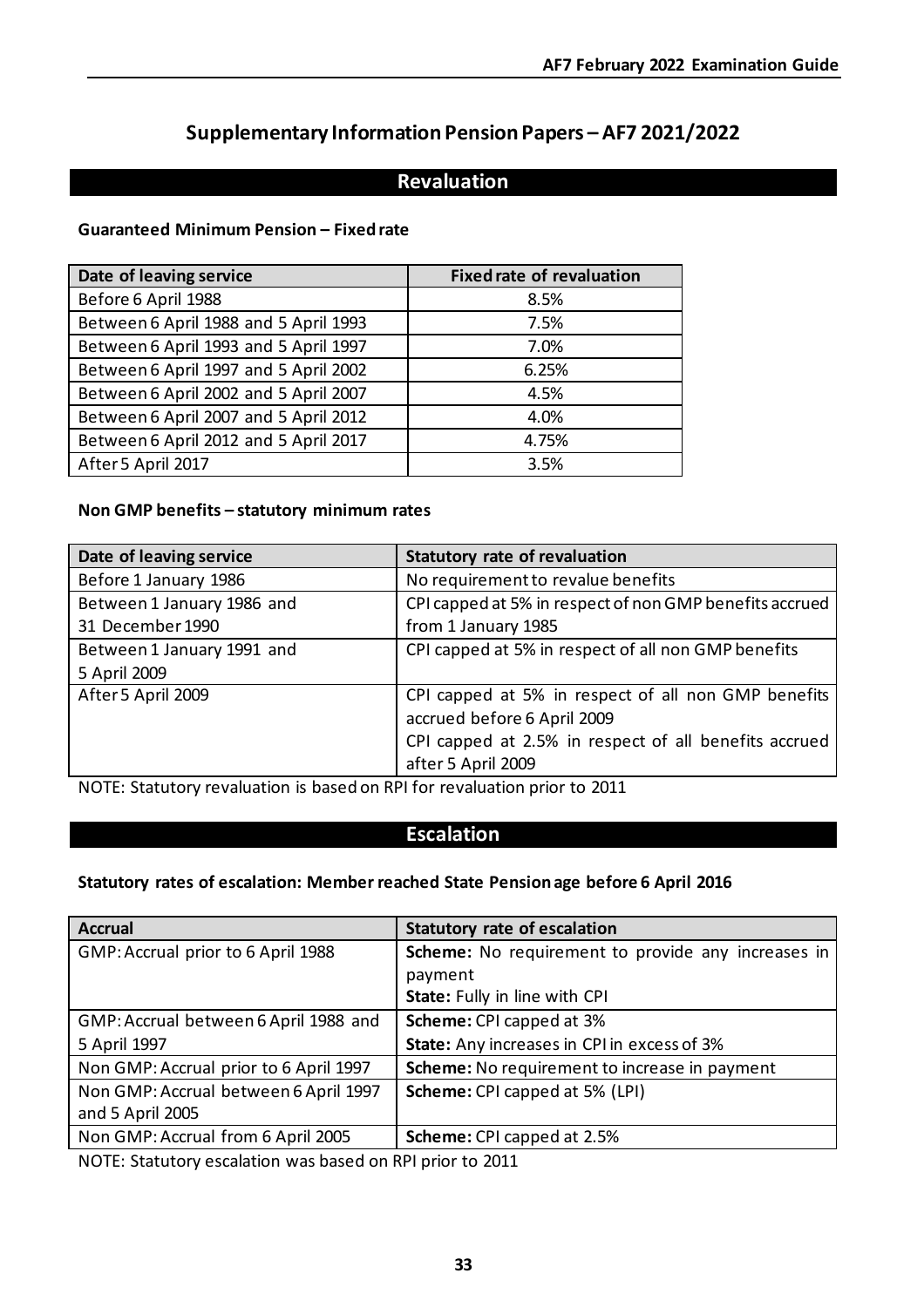# Supplementary Information Pension Papers – AF7 2021/2022

## Revaluation

**Guaranteed Minimum Pension – Fixed rate**

| Date of leaving service | Fixed rate of revaluation |
|---|---|
| Before 6 April 1988 | 8.5% |
| Between 6 April 1988 and 5 April 1993 | 7.5% |
| Between 6 April 1993 and 5 April 1997 | 7.0% |
| Between 6 April 1997 and 5 April 2002 | 6.25% |
| Between 6 April 2002 and 5 April 2007 | 4.5% |
| Between 6 April 2007 and 5 April 2012 | 4.0% |
| Between 6 April 2012 and 5 April 2017 | 4.75% |
| After 5 April 2017 | 3.5% |

**Non GMP benefits – statutory minimum rates**

| Date of leaving service | Statutory rate of revaluation |
|---|---|
| Before 1 January 1986 | No requirement to revalue benefits |
| Between 1 January 1986 and 31 December 1990 | CPI capped at 5% in respect of non GMP benefits accrued from 1 January 1985 |
| Between 1 January 1991 and 5 April 2009 | CPI capped at 5% in respect of all non GMP benefits |
| After 5 April 2009 | CPI capped at 5% in respect of all non GMP benefits accrued before 6 April 2009<br>CPI capped at 2.5% in respect of all benefits accrued after 5 April 2009 |

NOTE: Statutory revaluation is based on RPI for revaluation prior to 2011

## Escalation

**Statutory rates of escalation: Member reached State Pension age before 6 April 2016**

| Accrual | Statutory rate of escalation |
|---|---|
| GMP: Accrual prior to 6 April 1988 | **Scheme:** No requirement to provide any increases in payment<br>**State:** Fully in line with CPI |
| GMP: Accrual between 6 April 1988 and 5 April 1997 | **Scheme:** CPI capped at 3%<br>**State:** Any increases in CPI in excess of 3% |
| Non GMP: Accrual prior to 6 April 1997 | **Scheme:** No requirement to increase in payment |
| Non GMP: Accrual between 6 April 1997 and 5 April 2005 | **Scheme:** CPI capped at 5% (LPI) |
| Non GMP: Accrual from 6 April 2005 | **Scheme:** CPI capped at 2.5% |

NOTE: Statutory escalation was based on RPI prior to 2011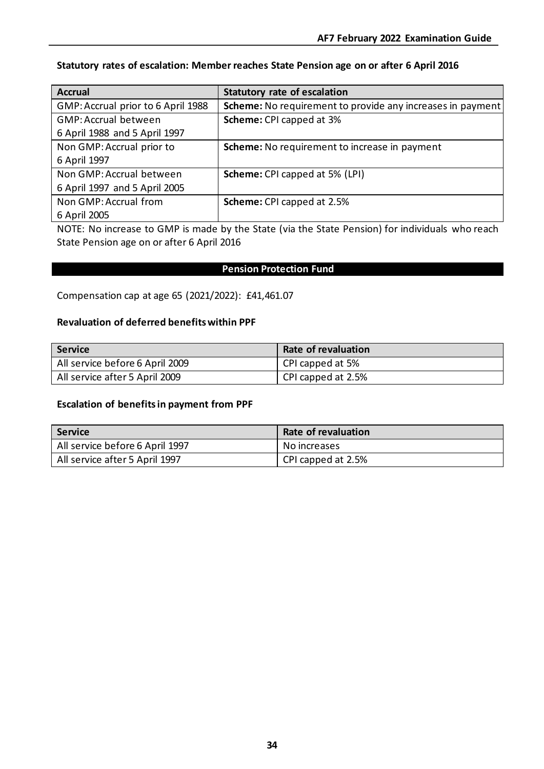**Statutory rates of escalation: Member reaches State Pension age on or after 6 April 2016**

| Accrual | Statutory rate of escalation |
|---|---|
| GMP: Accrual prior to 6 April 1988 | **Scheme:** No requirement to provide any increases in payment |
| GMP: Accrual between 6 April 1988 and 5 April 1997 | **Scheme:** CPI capped at 3% |
| Non GMP: Accrual prior to 6 April 1997 | **Scheme:** No requirement to increase in payment |
| Non GMP: Accrual between 6 April 1997 and 5 April 2005 | **Scheme:** CPI capped at 5% (LPI) |
| Non GMP: Accrual from 6 April 2005 | **Scheme:** CPI capped at 2.5% |

NOTE: No increase to GMP is made by the State (via the State Pension) for individuals who reach State Pension age on or after 6 April 2016

## Pension Protection Fund

Compensation cap at age 65 (2021/2022): £41,461.07

**Revaluation of deferred benefits within PPF**

| Service | Rate of revaluation |
|---|---|
| All service before 6 April 2009 | CPI capped at 5% |
| All service after 5 April 2009 | CPI capped at 2.5% |

**Escalation of benefits in payment from PPF**

| Service | Rate of revaluation |
|---|---|
| All service before 6 April 1997 | No increases |
| All service after 5 April 1997 | CPI capped at 2.5% |